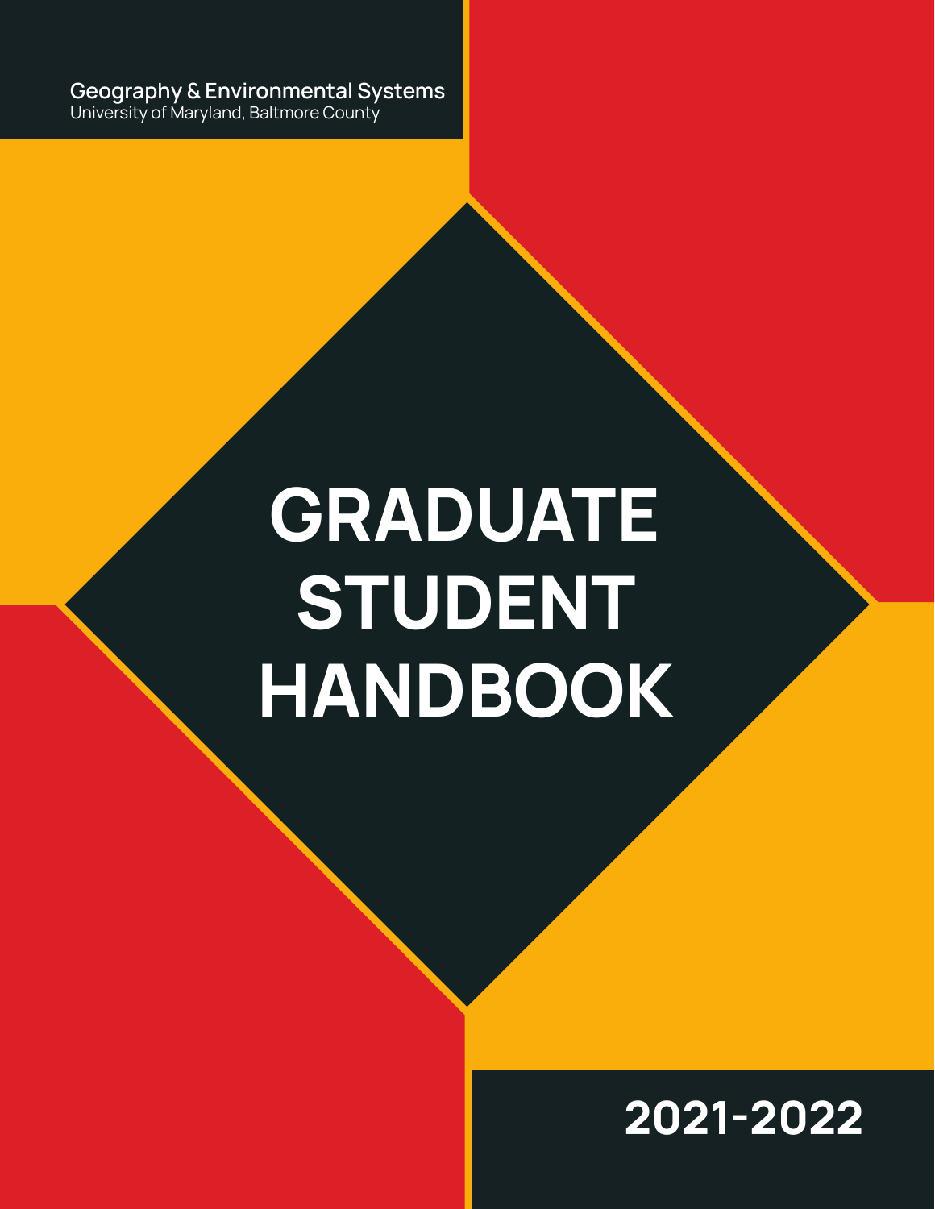**Geography & Environmental Systems**
University of Maryland, Baltmore County

# GRADUATE STUDENT HANDBOOK

## 2021-2022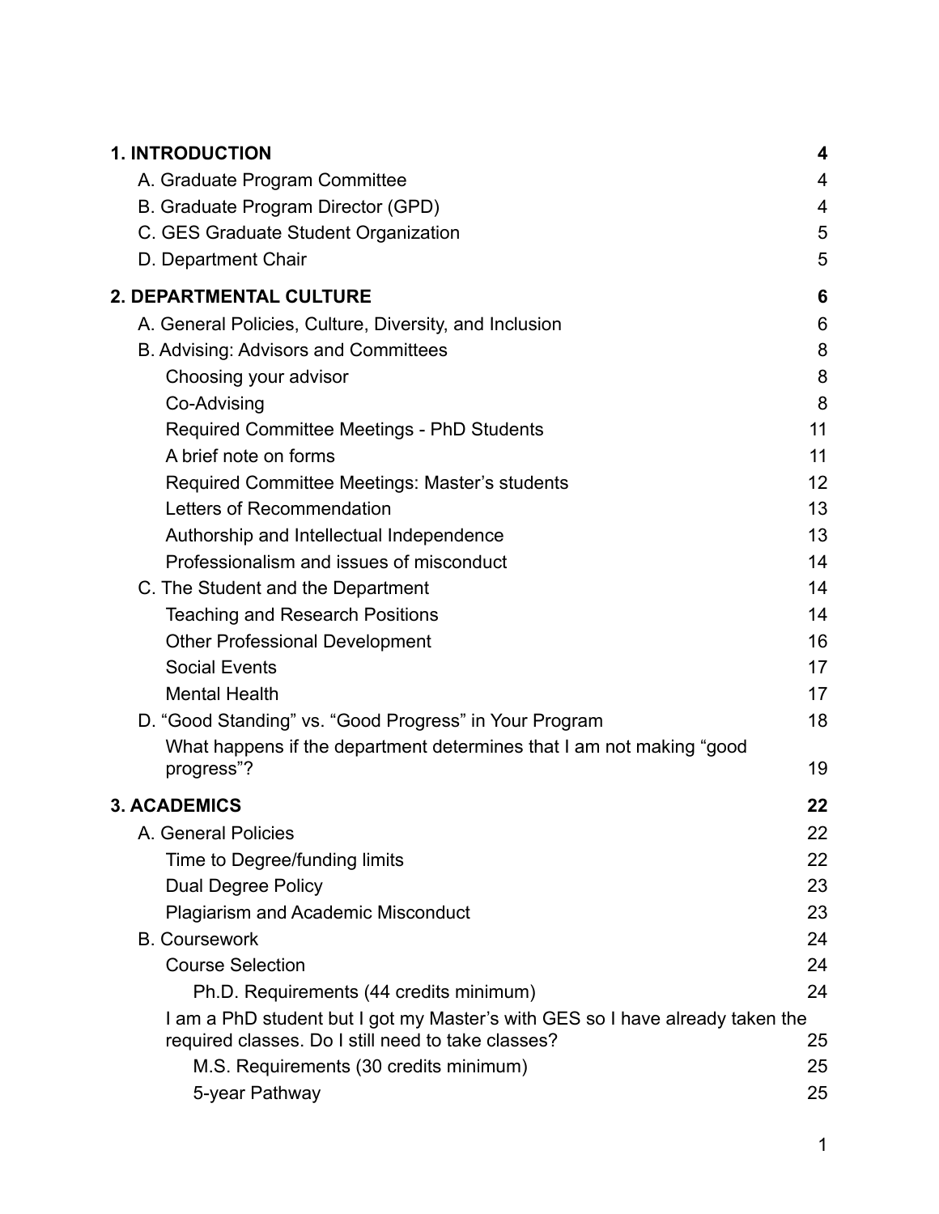**1. INTRODUCTION** **4**

- A. Graduate Program Committee 4
- B. Graduate Program Director (GPD) 4
- C. GES Graduate Student Organization 5
- D. Department Chair 5

**2. DEPARTMENTAL CULTURE** **6**

- A. General Policies, Culture, Diversity, and Inclusion 6
- B. Advising: Advisors and Committees 8
  - Choosing your advisor 8
  - Co-Advising 8
  - Required Committee Meetings - PhD Students 11
  - A brief note on forms 11
  - Required Committee Meetings: Master's students 12
  - Letters of Recommendation 13
  - Authorship and Intellectual Independence 13
  - Professionalism and issues of misconduct 14
- C. The Student and the Department 14
  - Teaching and Research Positions 14
  - Other Professional Development 16
  - Social Events 17
  - Mental Health 17
- D. "Good Standing" vs. "Good Progress" in Your Program 18
  - What happens if the department determines that I am not making "good progress"? 19

**3. ACADEMICS** **22**

- A. General Policies 22
  - Time to Degree/funding limits 22
  - Dual Degree Policy 23
  - Plagiarism and Academic Misconduct 23
- B. Coursework 24
  - Course Selection 24
    - Ph.D. Requirements (44 credits minimum) 24
  - I am a PhD student but I got my Master's with GES so I have already taken the required classes. Do I still need to take classes? 25
    - M.S. Requirements (30 credits minimum) 25
    - 5-year Pathway 25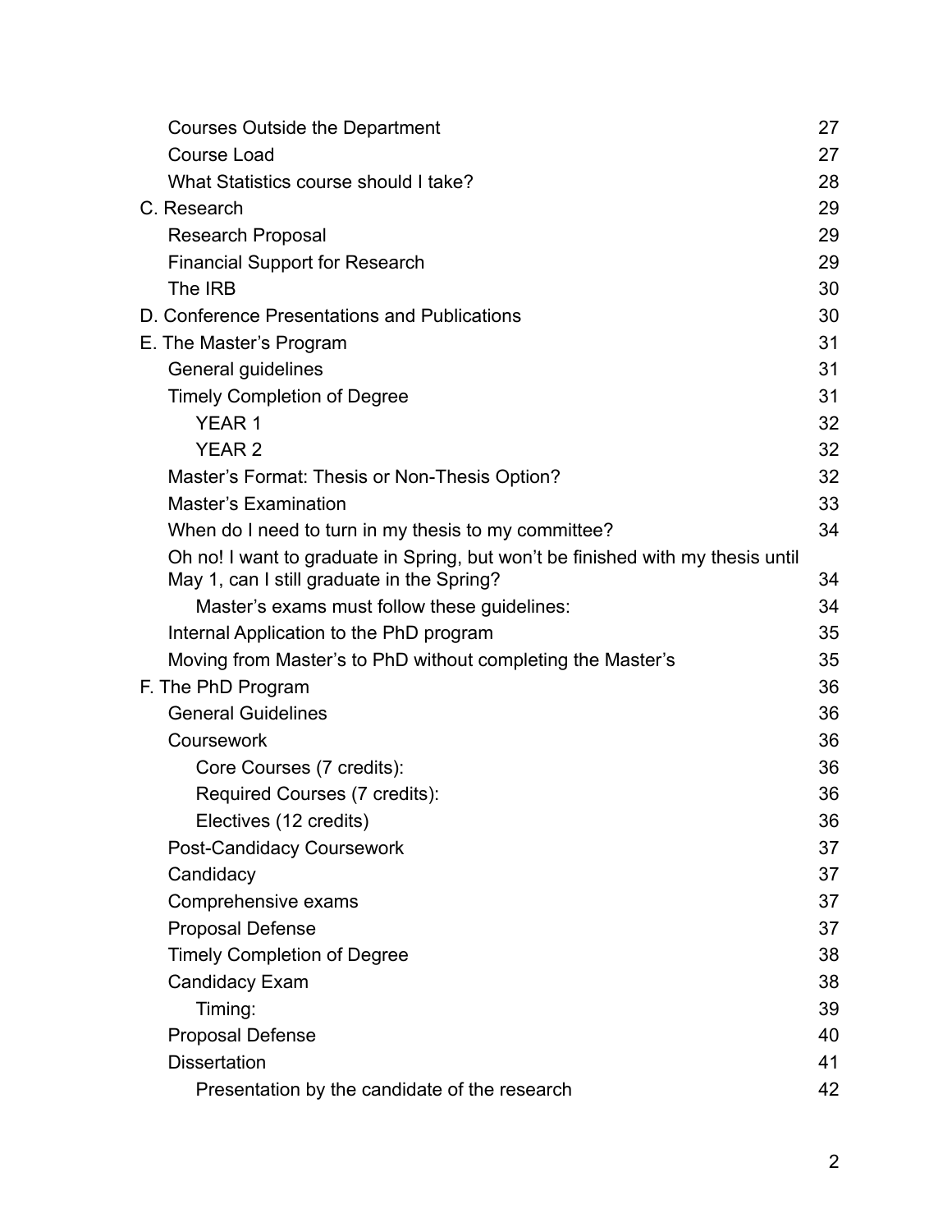- Courses Outside the Department 27
- Course Load 27
- What Statistics course should I take? 28

C. Research 29

- Research Proposal 29
- Financial Support for Research 29
- The IRB 30

D. Conference Presentations and Publications 30

E. The Master's Program 31

- General guidelines 31
- Timely Completion of Degree 31
  - YEAR 1 32
  - YEAR 2 32
- Master's Format: Thesis or Non-Thesis Option? 32
- Master's Examination 33
- When do I need to turn in my thesis to my committee? 34
- Oh no! I want to graduate in Spring, but won't be finished with my thesis until May 1, can I still graduate in the Spring? 34
  - Master's exams must follow these guidelines: 34
- Internal Application to the PhD program 35
- Moving from Master's to PhD without completing the Master's 35

F. The PhD Program 36

- General Guidelines 36
- Coursework 36
  - Core Courses (7 credits): 36
  - Required Courses (7 credits): 36
  - Electives (12 credits) 36
- Post-Candidacy Coursework 37
- Candidacy 37
- Comprehensive exams 37
- Proposal Defense 37
- Timely Completion of Degree 38
- Candidacy Exam 38
  - Timing: 39
- Proposal Defense 40
- Dissertation 41
  - Presentation by the candidate of the research 42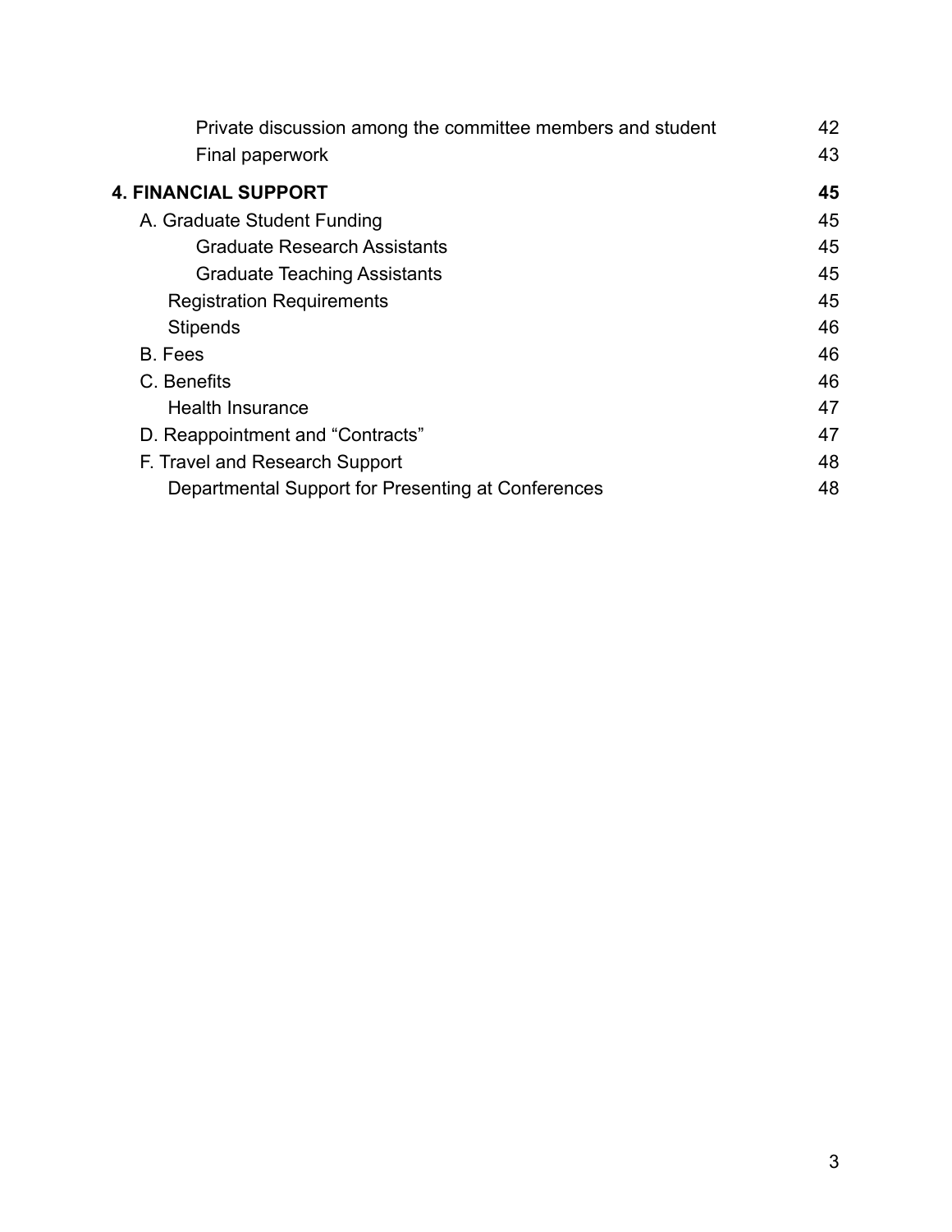Private discussion among the committee members and student 42
Final paperwork 43

**4. FINANCIAL SUPPORT 45**

A. Graduate Student Funding 45
Graduate Research Assistants 45
Graduate Teaching Assistants 45
Registration Requirements 45
Stipends 46
B. Fees 46
C. Benefits 46
Health Insurance 47
D. Reappointment and “Contracts” 47
F. Travel and Research Support 48
Departmental Support for Presenting at Conferences 48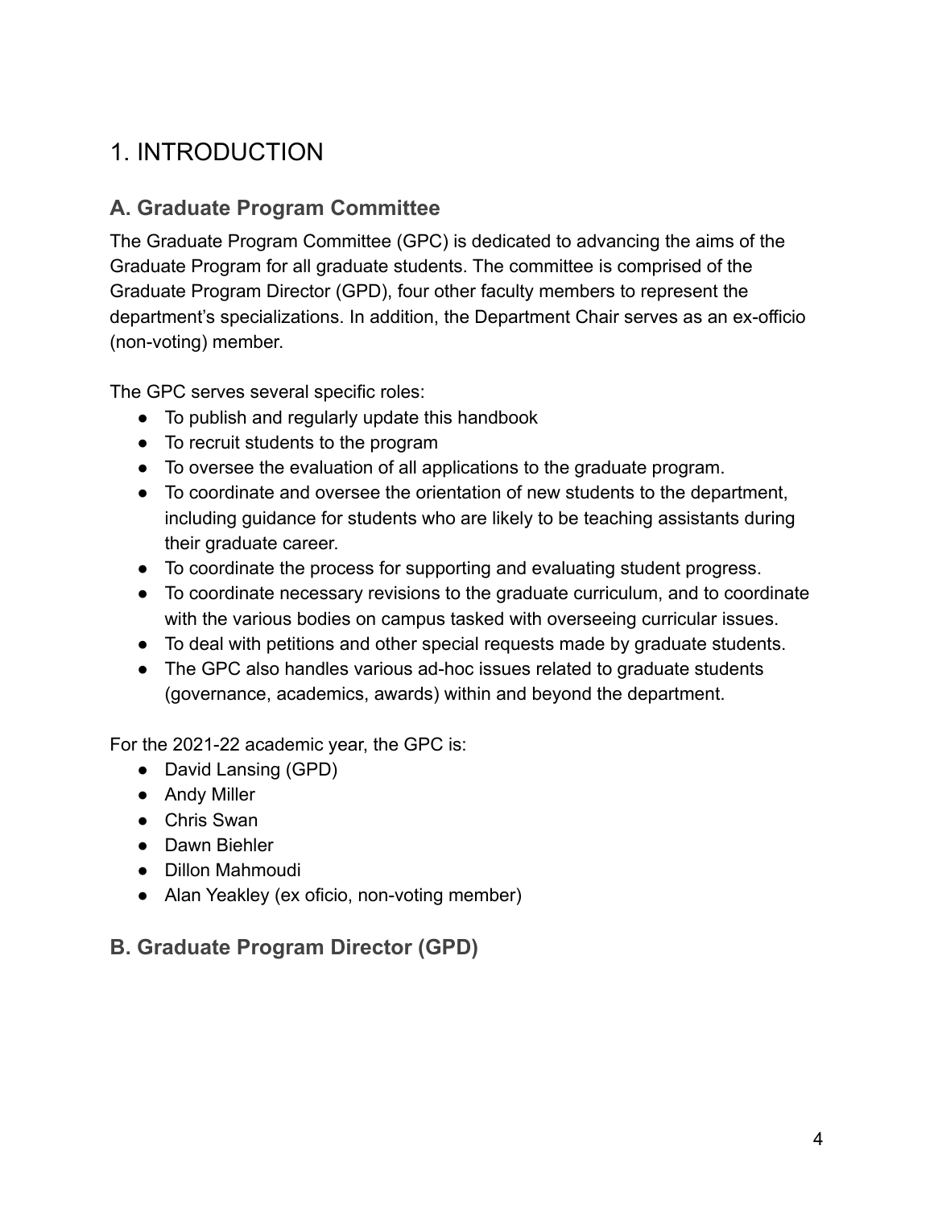# 1. INTRODUCTION

## A. Graduate Program Committee

The Graduate Program Committee (GPC) is dedicated to advancing the aims of the Graduate Program for all graduate students. The committee is comprised of the Graduate Program Director (GPD), four other faculty members to represent the department's specializations. In addition, the Department Chair serves as an ex-officio (non-voting) member.

The GPC serves several specific roles:

- To publish and regularly update this handbook
- To recruit students to the program
- To oversee the evaluation of all applications to the graduate program.
- To coordinate and oversee the orientation of new students to the department, including guidance for students who are likely to be teaching assistants during their graduate career.
- To coordinate the process for supporting and evaluating student progress.
- To coordinate necessary revisions to the graduate curriculum, and to coordinate with the various bodies on campus tasked with overseeing curricular issues.
- To deal with petitions and other special requests made by graduate students.
- The GPC also handles various ad-hoc issues related to graduate students (governance, academics, awards) within and beyond the department.

For the 2021-22 academic year, the GPC is:

- David Lansing (GPD)
- Andy Miller
- Chris Swan
- Dawn Biehler
- Dillon Mahmoudi
- Alan Yeakley (ex oficio, non-voting member)

## B. Graduate Program Director (GPD)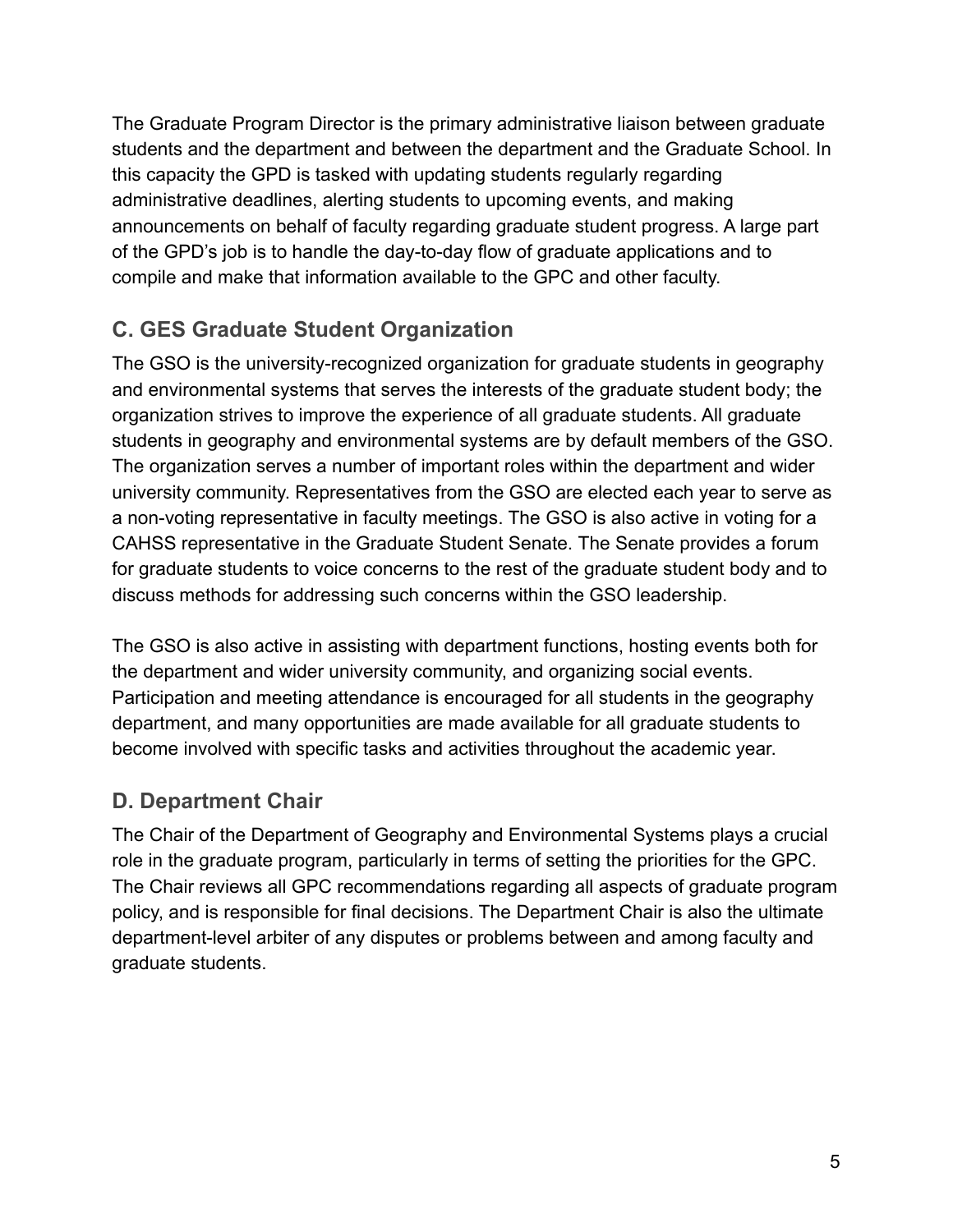The Graduate Program Director is the primary administrative liaison between graduate students and the department and between the department and the Graduate School. In this capacity the GPD is tasked with updating students regularly regarding administrative deadlines, alerting students to upcoming events, and making announcements on behalf of faculty regarding graduate student progress. A large part of the GPD's job is to handle the day-to-day flow of graduate applications and to compile and make that information available to the GPC and other faculty.

### C. GES Graduate Student Organization

The GSO is the university-recognized organization for graduate students in geography and environmental systems that serves the interests of the graduate student body; the organization strives to improve the experience of all graduate students. All graduate students in geography and environmental systems are by default members of the GSO. The organization serves a number of important roles within the department and wider university community. Representatives from the GSO are elected each year to serve as a non-voting representative in faculty meetings. The GSO is also active in voting for a CAHSS representative in the Graduate Student Senate. The Senate provides a forum for graduate students to voice concerns to the rest of the graduate student body and to discuss methods for addressing such concerns within the GSO leadership.

The GSO is also active in assisting with department functions, hosting events both for the department and wider university community, and organizing social events. Participation and meeting attendance is encouraged for all students in the geography department, and many opportunities are made available for all graduate students to become involved with specific tasks and activities throughout the academic year.

### D. Department Chair

The Chair of the Department of Geography and Environmental Systems plays a crucial role in the graduate program, particularly in terms of setting the priorities for the GPC. The Chair reviews all GPC recommendations regarding all aspects of graduate program policy, and is responsible for final decisions. The Department Chair is also the ultimate department-level arbiter of any disputes or problems between and among faculty and graduate students.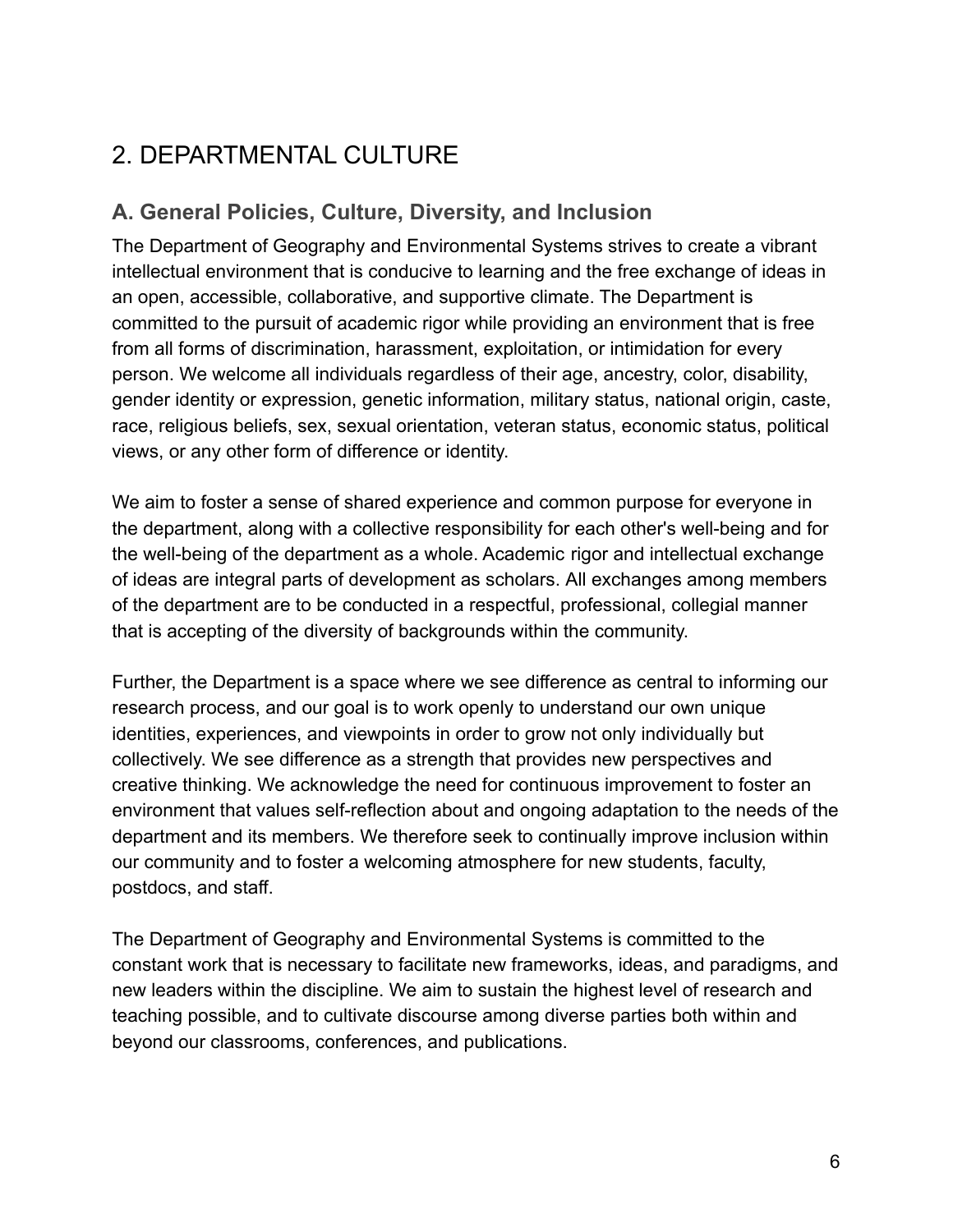# 2. DEPARTMENTAL CULTURE

## A. General Policies, Culture, Diversity, and Inclusion

The Department of Geography and Environmental Systems strives to create a vibrant intellectual environment that is conducive to learning and the free exchange of ideas in an open, accessible, collaborative, and supportive climate. The Department is committed to the pursuit of academic rigor while providing an environment that is free from all forms of discrimination, harassment, exploitation, or intimidation for every person. We welcome all individuals regardless of their age, ancestry, color, disability, gender identity or expression, genetic information, military status, national origin, caste, race, religious beliefs, sex, sexual orientation, veteran status, economic status, political views, or any other form of difference or identity.

We aim to foster a sense of shared experience and common purpose for everyone in the department, along with a collective responsibility for each other's well-being and for the well-being of the department as a whole. Academic rigor and intellectual exchange of ideas are integral parts of development as scholars. All exchanges among members of the department are to be conducted in a respectful, professional, collegial manner that is accepting of the diversity of backgrounds within the community.

Further, the Department is a space where we see difference as central to informing our research process, and our goal is to work openly to understand our own unique identities, experiences, and viewpoints in order to grow not only individually but collectively. We see difference as a strength that provides new perspectives and creative thinking. We acknowledge the need for continuous improvement to foster an environment that values self-reflection about and ongoing adaptation to the needs of the department and its members. We therefore seek to continually improve inclusion within our community and to foster a welcoming atmosphere for new students, faculty, postdocs, and staff.

The Department of Geography and Environmental Systems is committed to the constant work that is necessary to facilitate new frameworks, ideas, and paradigms, and new leaders within the discipline. We aim to sustain the highest level of research and teaching possible, and to cultivate discourse among diverse parties both within and beyond our classrooms, conferences, and publications.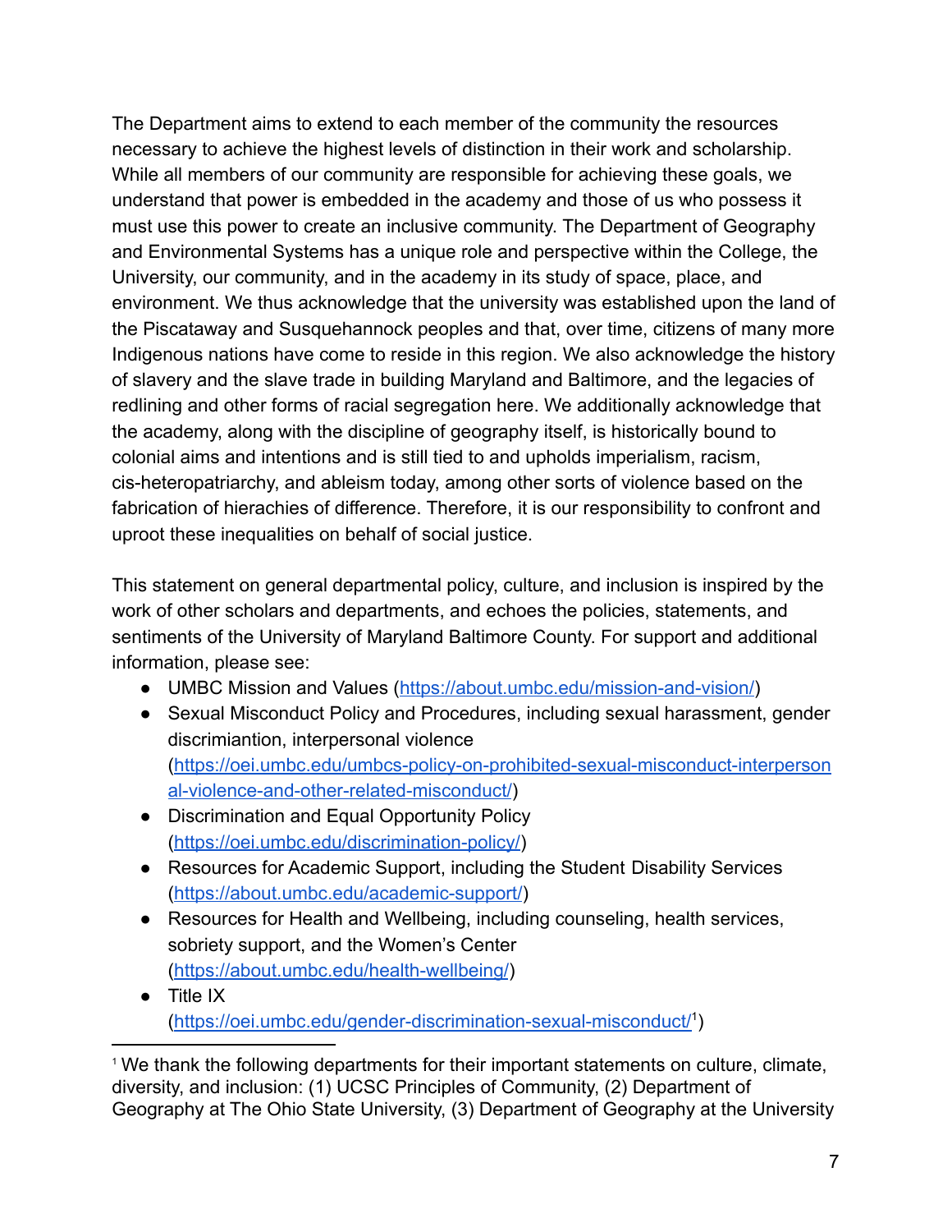The Department aims to extend to each member of the community the resources necessary to achieve the highest levels of distinction in their work and scholarship. While all members of our community are responsible for achieving these goals, we understand that power is embedded in the academy and those of us who possess it must use this power to create an inclusive community. The Department of Geography and Environmental Systems has a unique role and perspective within the College, the University, our community, and in the academy in its study of space, place, and environment. We thus acknowledge that the university was established upon the land of the Piscataway and Susquehannock peoples and that, over time, citizens of many more Indigenous nations have come to reside in this region. We also acknowledge the history of slavery and the slave trade in building Maryland and Baltimore, and the legacies of redlining and other forms of racial segregation here. We additionally acknowledge that the academy, along with the discipline of geography itself, is historically bound to colonial aims and intentions and is still tied to and upholds imperialism, racism, cis-heteropatriarchy, and ableism today, among other sorts of violence based on the fabrication of hierachies of difference. Therefore, it is our responsibility to confront and uproot these inequalities on behalf of social justice.

This statement on general departmental policy, culture, and inclusion is inspired by the work of other scholars and departments, and echoes the policies, statements, and sentiments of the University of Maryland Baltimore County. For support and additional information, please see:

- UMBC Mission and Values (https://about.umbc.edu/mission-and-vision/)
- Sexual Misconduct Policy and Procedures, including sexual harassment, gender discrimiantion, interpersonal violence (https://oei.umbc.edu/umbcs-policy-on-prohibited-sexual-misconduct-interpersonal-violence-and-other-related-misconduct/)
- Discrimination and Equal Opportunity Policy (https://oei.umbc.edu/discrimination-policy/)
- Resources for Academic Support, including the Student Disability Services (https://about.umbc.edu/academic-support/)
- Resources for Health and Wellbeing, including counseling, health services, sobriety support, and the Women's Center (https://about.umbc.edu/health-wellbeing/)
- Title IX (https://oei.umbc.edu/gender-discrimination-sexual-misconduct/[1])

[1] We thank the following departments for their important statements on culture, climate, diversity, and inclusion: (1) UCSC Principles of Community, (2) Department of Geography at The Ohio State University, (3) Department of Geography at the University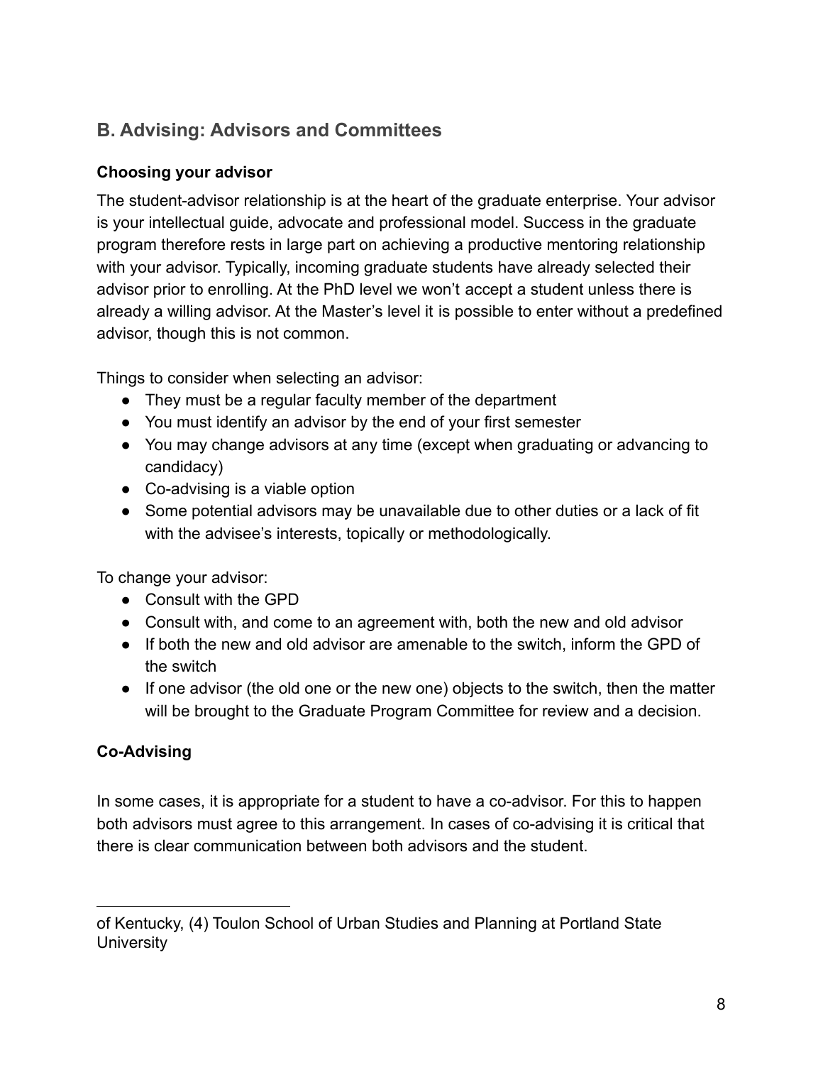## B. Advising: Advisors and Committees

### Choosing your advisor

The student-advisor relationship is at the heart of the graduate enterprise. Your advisor is your intellectual guide, advocate and professional model. Success in the graduate program therefore rests in large part on achieving a productive mentoring relationship with your advisor. Typically, incoming graduate students have already selected their advisor prior to enrolling. At the PhD level we won't accept a student unless there is already a willing advisor. At the Master's level it is possible to enter without a predefined advisor, though this is not common.

Things to consider when selecting an advisor:

- They must be a regular faculty member of the department
- You must identify an advisor by the end of your first semester
- You may change advisors at any time (except when graduating or advancing to candidacy)
- Co-advising is a viable option
- Some potential advisors may be unavailable due to other duties or a lack of fit with the advisee's interests, topically or methodologically.

To change your advisor:

- Consult with the GPD
- Consult with, and come to an agreement with, both the new and old advisor
- If both the new and old advisor are amenable to the switch, inform the GPD of the switch
- If one advisor (the old one or the new one) objects to the switch, then the matter will be brought to the Graduate Program Committee for review and a decision.

### Co-Advising

In some cases, it is appropriate for a student to have a co-advisor. For this to happen both advisors must agree to this arrangement. In cases of co-advising it is critical that there is clear communication between both advisors and the student.

---

of Kentucky, (4) Toulon School of Urban Studies and Planning at Portland State University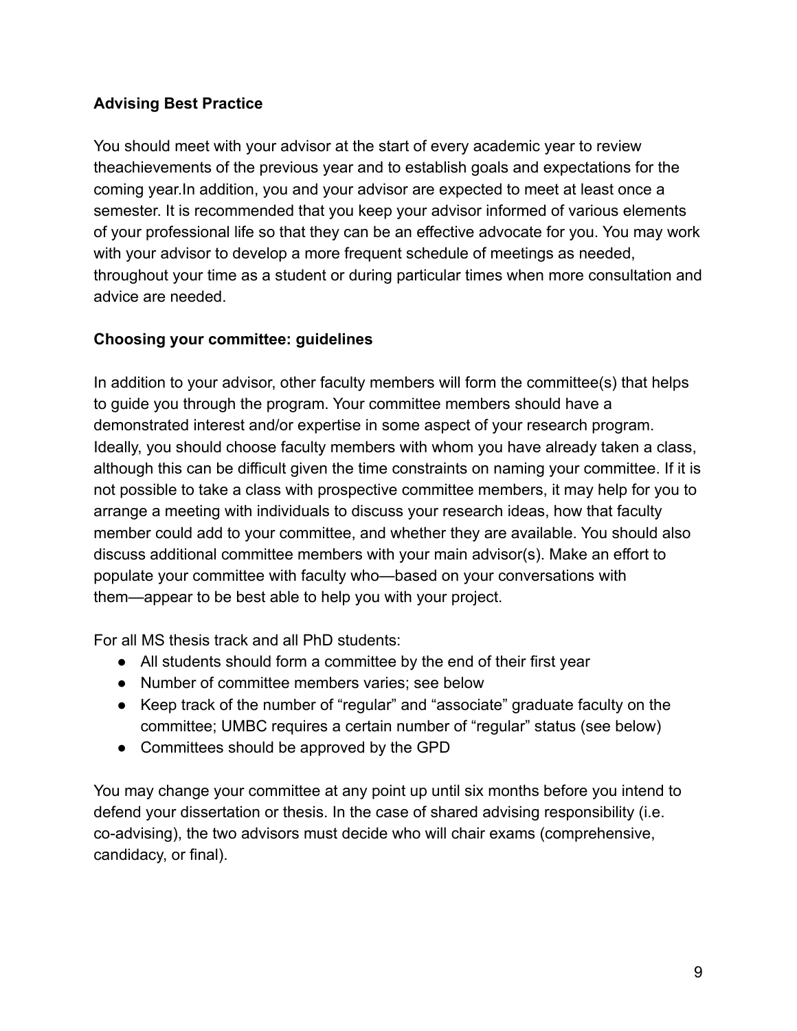**Advising Best Practice**

You should meet with your advisor at the start of every academic year to review theachievements of the previous year and to establish goals and expectations for the coming year.In addition, you and your advisor are expected to meet at least once a semester. It is recommended that you keep your advisor informed of various elements of your professional life so that they can be an effective advocate for you. You may work with your advisor to develop a more frequent schedule of meetings as needed, throughout your time as a student or during particular times when more consultation and advice are needed.

**Choosing your committee: guidelines**

In addition to your advisor, other faculty members will form the committee(s) that helps to guide you through the program. Your committee members should have a demonstrated interest and/or expertise in some aspect of your research program. Ideally, you should choose faculty members with whom you have already taken a class, although this can be difficult given the time constraints on naming your committee. If it is not possible to take a class with prospective committee members, it may help for you to arrange a meeting with individuals to discuss your research ideas, how that faculty member could add to your committee, and whether they are available. You should also discuss additional committee members with your main advisor(s). Make an effort to populate your committee with faculty who—based on your conversations with them—appear to be best able to help you with your project.

For all MS thesis track and all PhD students:

- All students should form a committee by the end of their first year
- Number of committee members varies; see below
- Keep track of the number of "regular" and "associate" graduate faculty on the committee; UMBC requires a certain number of "regular" status (see below)
- Committees should be approved by the GPD

You may change your committee at any point up until six months before you intend to defend your dissertation or thesis. In the case of shared advising responsibility (i.e. co-advising), the two advisors must decide who will chair exams (comprehensive, candidacy, or final).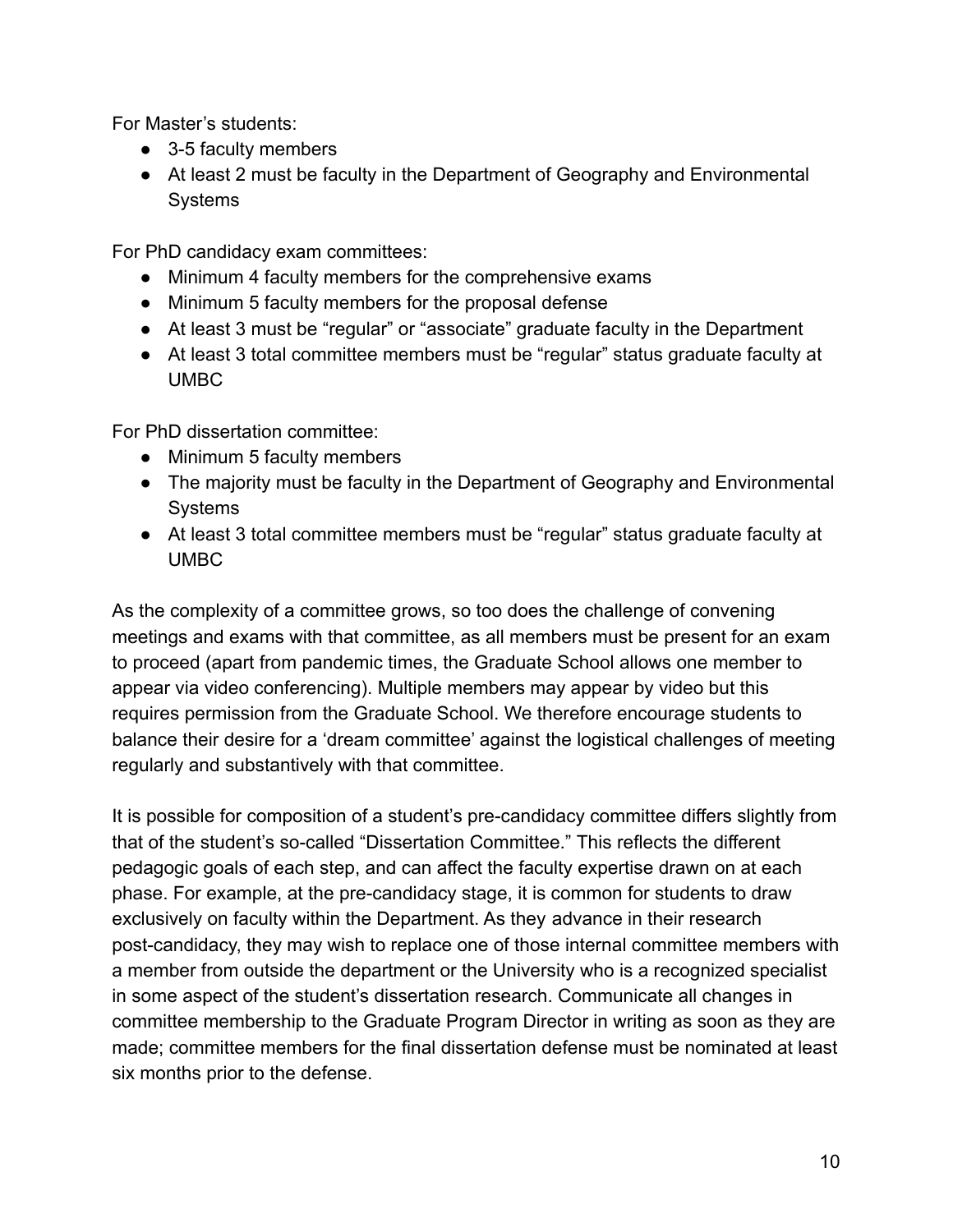For Master's students:

- 3-5 faculty members
- At least 2 must be faculty in the Department of Geography and Environmental Systems

For PhD candidacy exam committees:

- Minimum 4 faculty members for the comprehensive exams
- Minimum 5 faculty members for the proposal defense
- At least 3 must be "regular" or "associate" graduate faculty in the Department
- At least 3 total committee members must be "regular" status graduate faculty at UMBC

For PhD dissertation committee:

- Minimum 5 faculty members
- The majority must be faculty in the Department of Geography and Environmental Systems
- At least 3 total committee members must be "regular" status graduate faculty at UMBC

As the complexity of a committee grows, so too does the challenge of convening meetings and exams with that committee, as all members must be present for an exam to proceed (apart from pandemic times, the Graduate School allows one member to appear via video conferencing). Multiple members may appear by video but this requires permission from the Graduate School. We therefore encourage students to balance their desire for a 'dream committee' against the logistical challenges of meeting regularly and substantively with that committee.

It is possible for composition of a student's pre-candidacy committee differs slightly from that of the student's so-called "Dissertation Committee." This reflects the different pedagogic goals of each step, and can affect the faculty expertise drawn on at each phase. For example, at the pre-candidacy stage, it is common for students to draw exclusively on faculty within the Department. As they advance in their research post-candidacy, they may wish to replace one of those internal committee members with a member from outside the department or the University who is a recognized specialist in some aspect of the student's dissertation research. Communicate all changes in committee membership to the Graduate Program Director in writing as soon as they are made; committee members for the final dissertation defense must be nominated at least six months prior to the defense.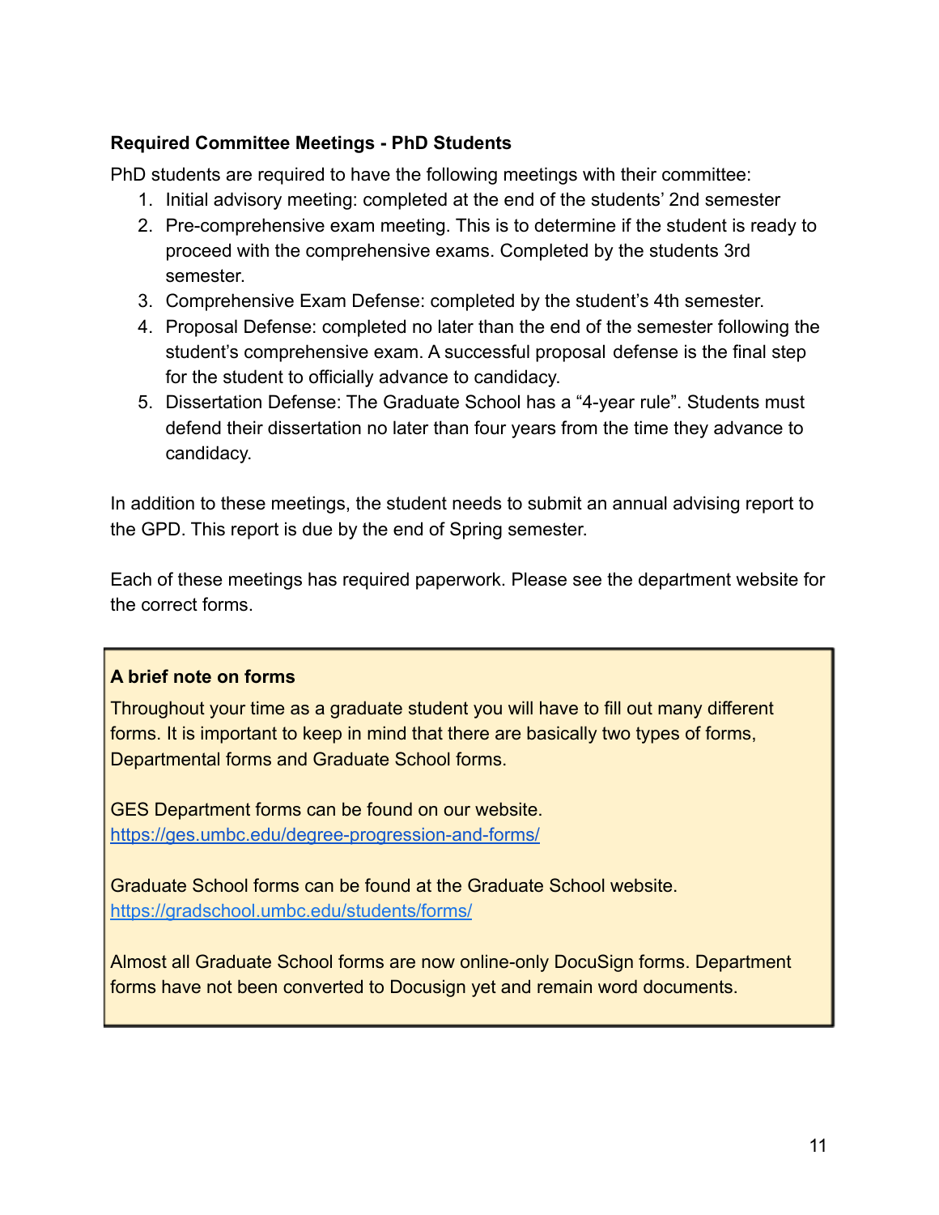**Required Committee Meetings - PhD Students**

PhD students are required to have the following meetings with their committee:

1. Initial advisory meeting: completed at the end of the students' 2nd semester
2. Pre-comprehensive exam meeting. This is to determine if the student is ready to proceed with the comprehensive exams. Completed by the students 3rd semester.
3. Comprehensive Exam Defense: completed by the student's 4th semester.
4. Proposal Defense: completed no later than the end of the semester following the student's comprehensive exam. A successful proposal defense is the final step for the student to officially advance to candidacy.
5. Dissertation Defense: The Graduate School has a "4-year rule". Students must defend their dissertation no later than four years from the time they advance to candidacy.

In addition to these meetings, the student needs to submit an annual advising report to the GPD. This report is due by the end of Spring semester.

Each of these meetings has required paperwork. Please see the department website for the correct forms.

**A brief note on forms**

Throughout your time as a graduate student you will have to fill out many different forms. It is important to keep in mind that there are basically two types of forms, Departmental forms and Graduate School forms.

GES Department forms can be found on our website.
https://ges.umbc.edu/degree-progression-and-forms/

Graduate School forms can be found at the Graduate School website.
https://gradschool.umbc.edu/students/forms/

Almost all Graduate School forms are now online-only DocuSign forms. Department forms have not been converted to Docusign yet and remain word documents.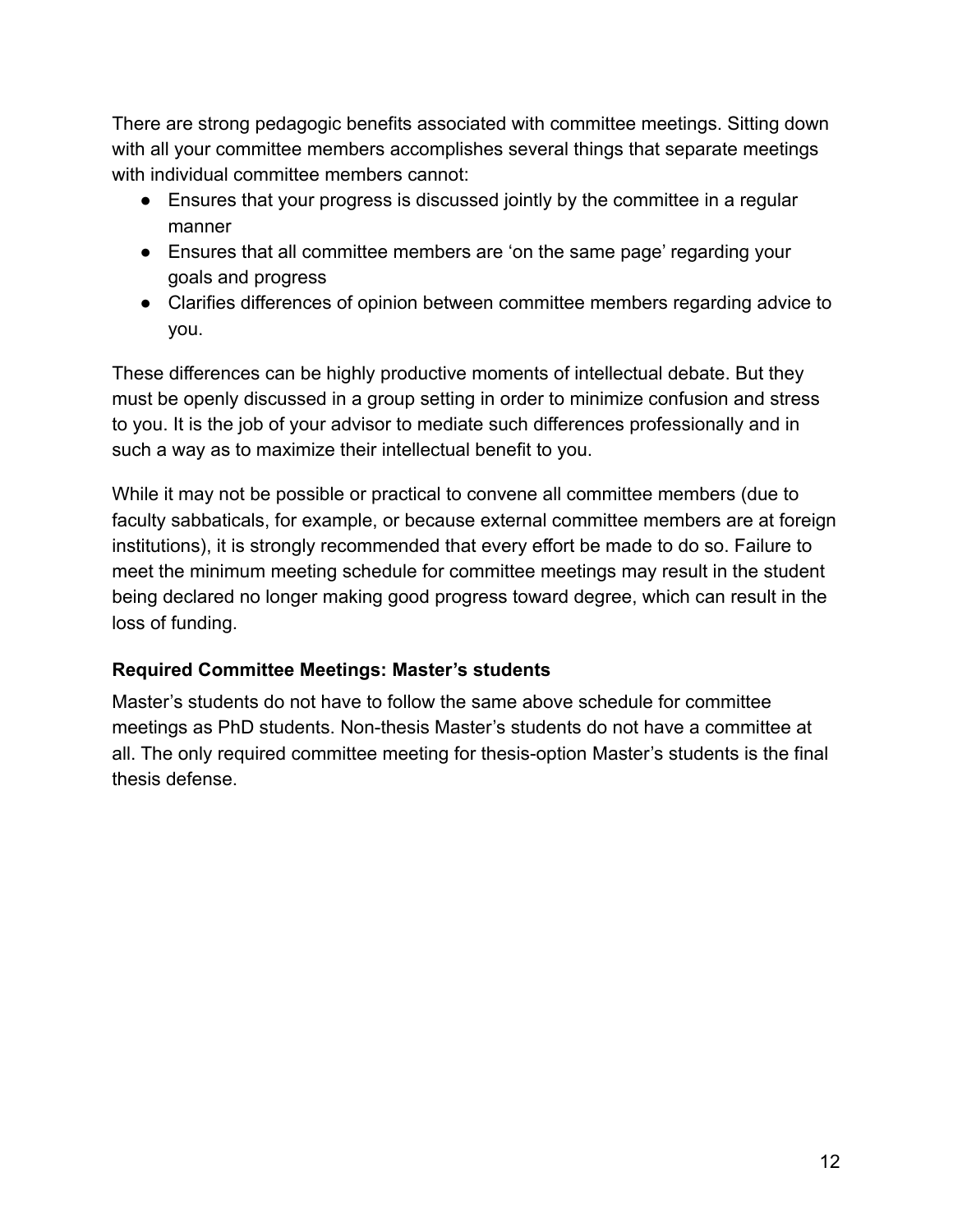There are strong pedagogic benefits associated with committee meetings. Sitting down with all your committee members accomplishes several things that separate meetings with individual committee members cannot:

- Ensures that your progress is discussed jointly by the committee in a regular manner
- Ensures that all committee members are 'on the same page' regarding your goals and progress
- Clarifies differences of opinion between committee members regarding advice to you.

These differences can be highly productive moments of intellectual debate. But they must be openly discussed in a group setting in order to minimize confusion and stress to you. It is the job of your advisor to mediate such differences professionally and in such a way as to maximize their intellectual benefit to you.

While it may not be possible or practical to convene all committee members (due to faculty sabbaticals, for example, or because external committee members are at foreign institutions), it is strongly recommended that every effort be made to do so. Failure to meet the minimum meeting schedule for committee meetings may result in the student being declared no longer making good progress toward degree, which can result in the loss of funding.

### Required Committee Meetings: Master's students

Master's students do not have to follow the same above schedule for committee meetings as PhD students. Non-thesis Master's students do not have a committee at all. The only required committee meeting for thesis-option Master's students is the final thesis defense.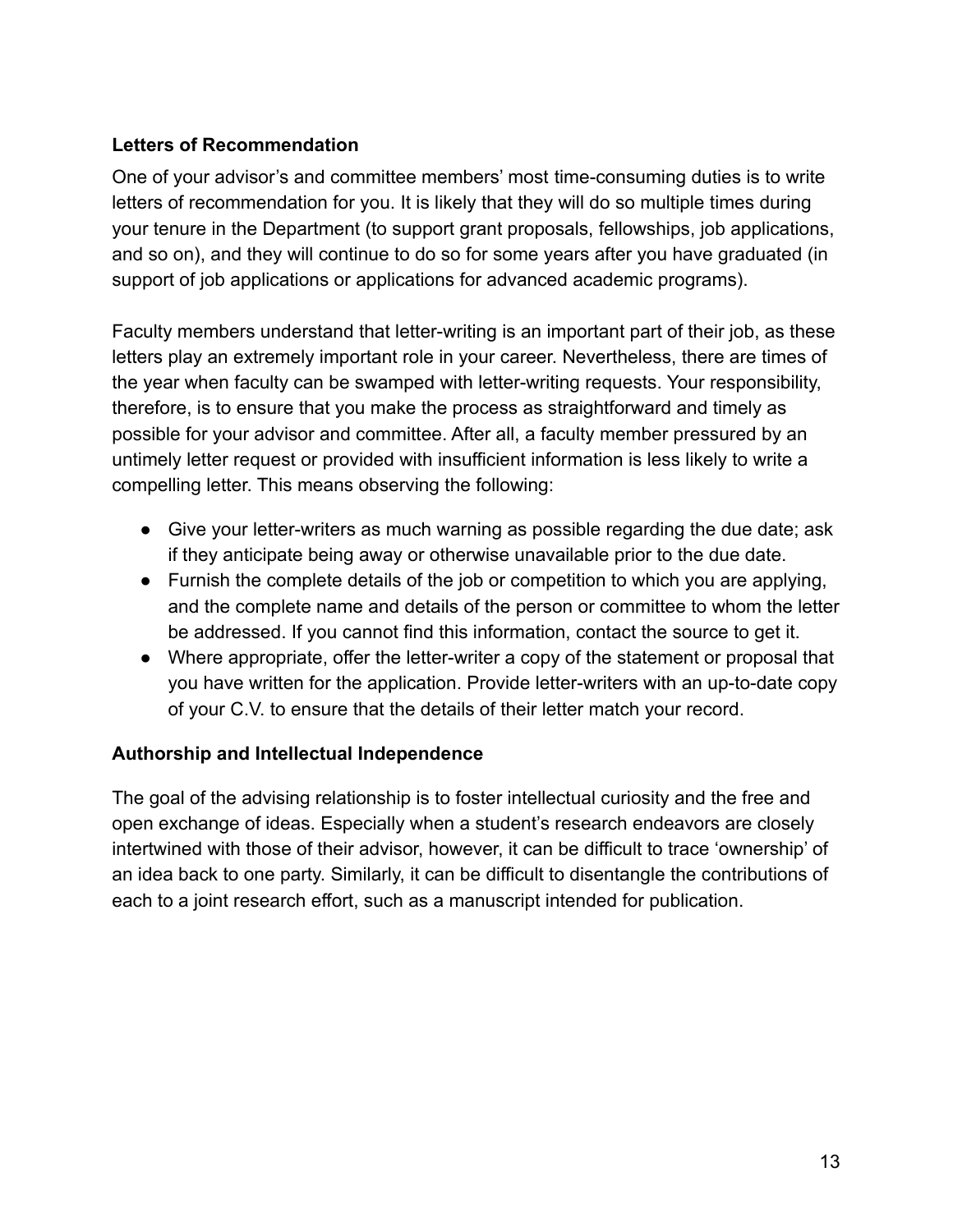**Letters of Recommendation**

One of your advisor's and committee members' most time-consuming duties is to write letters of recommendation for you. It is likely that they will do so multiple times during your tenure in the Department (to support grant proposals, fellowships, job applications, and so on), and they will continue to do so for some years after you have graduated (in support of job applications or applications for advanced academic programs).

Faculty members understand that letter-writing is an important part of their job, as these letters play an extremely important role in your career. Nevertheless, there are times of the year when faculty can be swamped with letter-writing requests. Your responsibility, therefore, is to ensure that you make the process as straightforward and timely as possible for your advisor and committee. After all, a faculty member pressured by an untimely letter request or provided with insufficient information is less likely to write a compelling letter. This means observing the following:

- Give your letter-writers as much warning as possible regarding the due date; ask if they anticipate being away or otherwise unavailable prior to the due date.
- Furnish the complete details of the job or competition to which you are applying, and the complete name and details of the person or committee to whom the letter be addressed. If you cannot find this information, contact the source to get it.
- Where appropriate, offer the letter-writer a copy of the statement or proposal that you have written for the application. Provide letter-writers with an up-to-date copy of your C.V. to ensure that the details of their letter match your record.

**Authorship and Intellectual Independence**

The goal of the advising relationship is to foster intellectual curiosity and the free and open exchange of ideas. Especially when a student's research endeavors are closely intertwined with those of their advisor, however, it can be difficult to trace 'ownership' of an idea back to one party. Similarly, it can be difficult to disentangle the contributions of each to a joint research effort, such as a manuscript intended for publication.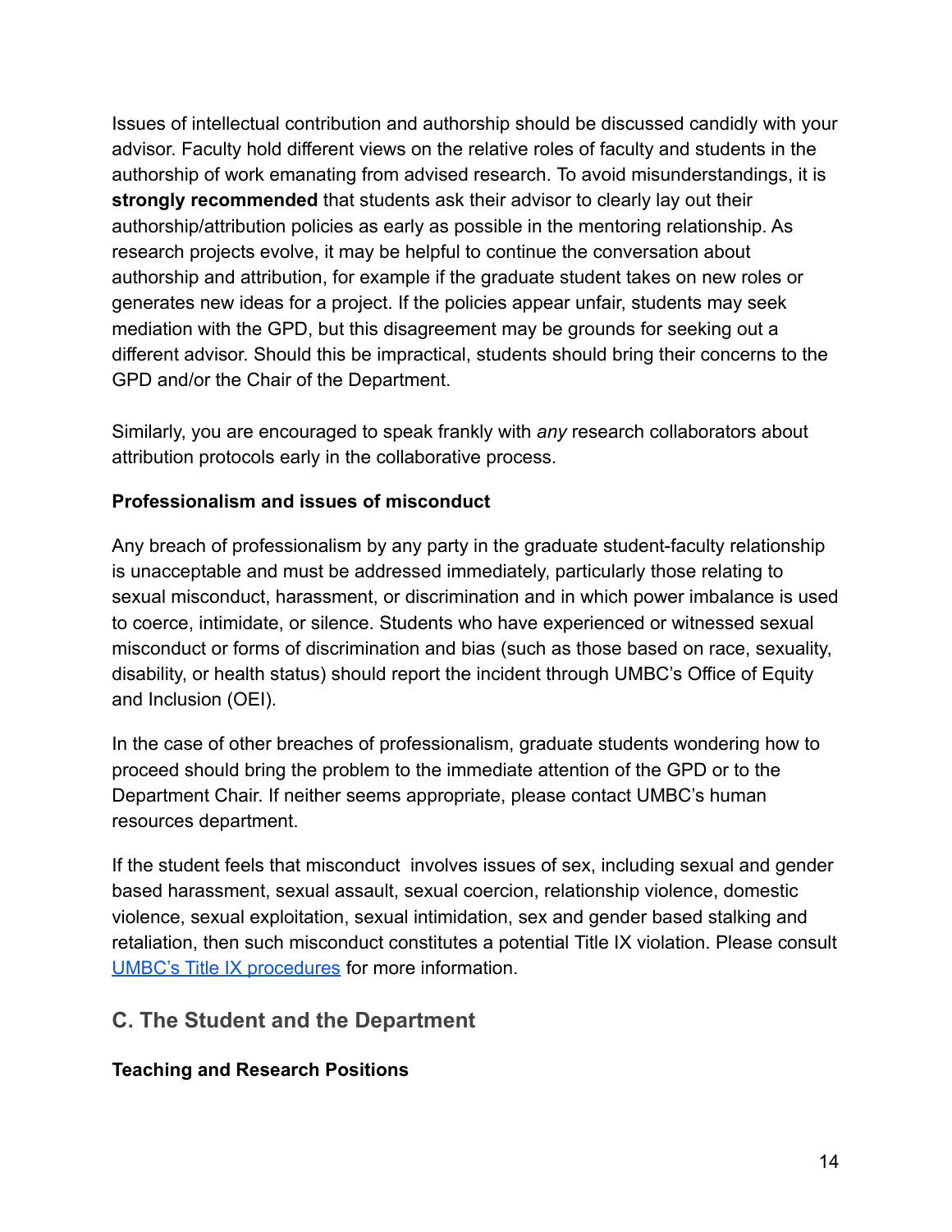Issues of intellectual contribution and authorship should be discussed candidly with your advisor. Faculty hold different views on the relative roles of faculty and students in the authorship of work emanating from advised research. To avoid misunderstandings, it is **strongly recommended** that students ask their advisor to clearly lay out their authorship/attribution policies as early as possible in the mentoring relationship. As research projects evolve, it may be helpful to continue the conversation about authorship and attribution, for example if the graduate student takes on new roles or generates new ideas for a project. If the policies appear unfair, students may seek mediation with the GPD, but this disagreement may be grounds for seeking out a different advisor. Should this be impractical, students should bring their concerns to the GPD and/or the Chair of the Department.

Similarly, you are encouraged to speak frankly with *any* research collaborators about attribution protocols early in the collaborative process.

**Professionalism and issues of misconduct**

Any breach of professionalism by any party in the graduate student-faculty relationship is unacceptable and must be addressed immediately, particularly those relating to sexual misconduct, harassment, or discrimination and in which power imbalance is used to coerce, intimidate, or silence. Students who have experienced or witnessed sexual misconduct or forms of discrimination and bias (such as those based on race, sexuality, disability, or health status) should report the incident through UMBC's Office of Equity and Inclusion (OEI).

In the case of other breaches of professionalism, graduate students wondering how to proceed should bring the problem to the immediate attention of the GPD or to the Department Chair. If neither seems appropriate, please contact UMBC's human resources department.

If the student feels that misconduct involves issues of sex, including sexual and gender based harassment, sexual assault, sexual coercion, relationship violence, domestic violence, sexual exploitation, sexual intimidation, sex and gender based stalking and retaliation, then such misconduct constitutes a potential Title IX violation. Please consult UMBC's Title IX procedures for more information.

## C. The Student and the Department

**Teaching and Research Positions**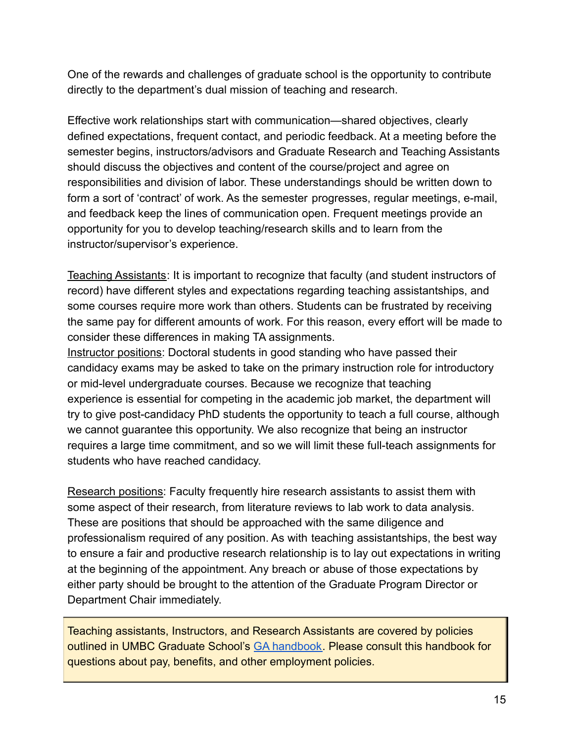One of the rewards and challenges of graduate school is the opportunity to contribute directly to the department's dual mission of teaching and research.

Effective work relationships start with communication—shared objectives, clearly defined expectations, frequent contact, and periodic feedback. At a meeting before the semester begins, instructors/advisors and Graduate Research and Teaching Assistants should discuss the objectives and content of the course/project and agree on responsibilities and division of labor. These understandings should be written down to form a sort of 'contract' of work. As the semester progresses, regular meetings, e-mail, and feedback keep the lines of communication open. Frequent meetings provide an opportunity for you to develop teaching/research skills and to learn from the instructor/supervisor's experience.

<u>Teaching Assistants</u>: It is important to recognize that faculty (and student instructors of record) have different styles and expectations regarding teaching assistantships, and some courses require more work than others. Students can be frustrated by receiving the same pay for different amounts of work. For this reason, every effort will be made to consider these differences in making TA assignments.

<u>Instructor positions</u>: Doctoral students in good standing who have passed their candidacy exams may be asked to take on the primary instruction role for introductory or mid-level undergraduate courses. Because we recognize that teaching experience is essential for competing in the academic job market, the department will try to give post-candidacy PhD students the opportunity to teach a full course, although we cannot guarantee this opportunity. We also recognize that being an instructor requires a large time commitment, and so we will limit these full-teach assignments for students who have reached candidacy.

<u>Research positions</u>: Faculty frequently hire research assistants to assist them with some aspect of their research, from literature reviews to lab work to data analysis. These are positions that should be approached with the same diligence and professionalism required of any position. As with teaching assistantships, the best way to ensure a fair and productive research relationship is to lay out expectations in writing at the beginning of the appointment. Any breach or abuse of those expectations by either party should be brought to the attention of the Graduate Program Director or Department Chair immediately.

> Teaching assistants, Instructors, and Research Assistants are covered by policies outlined in UMBC Graduate School's GA handbook. Please consult this handbook for questions about pay, benefits, and other employment policies.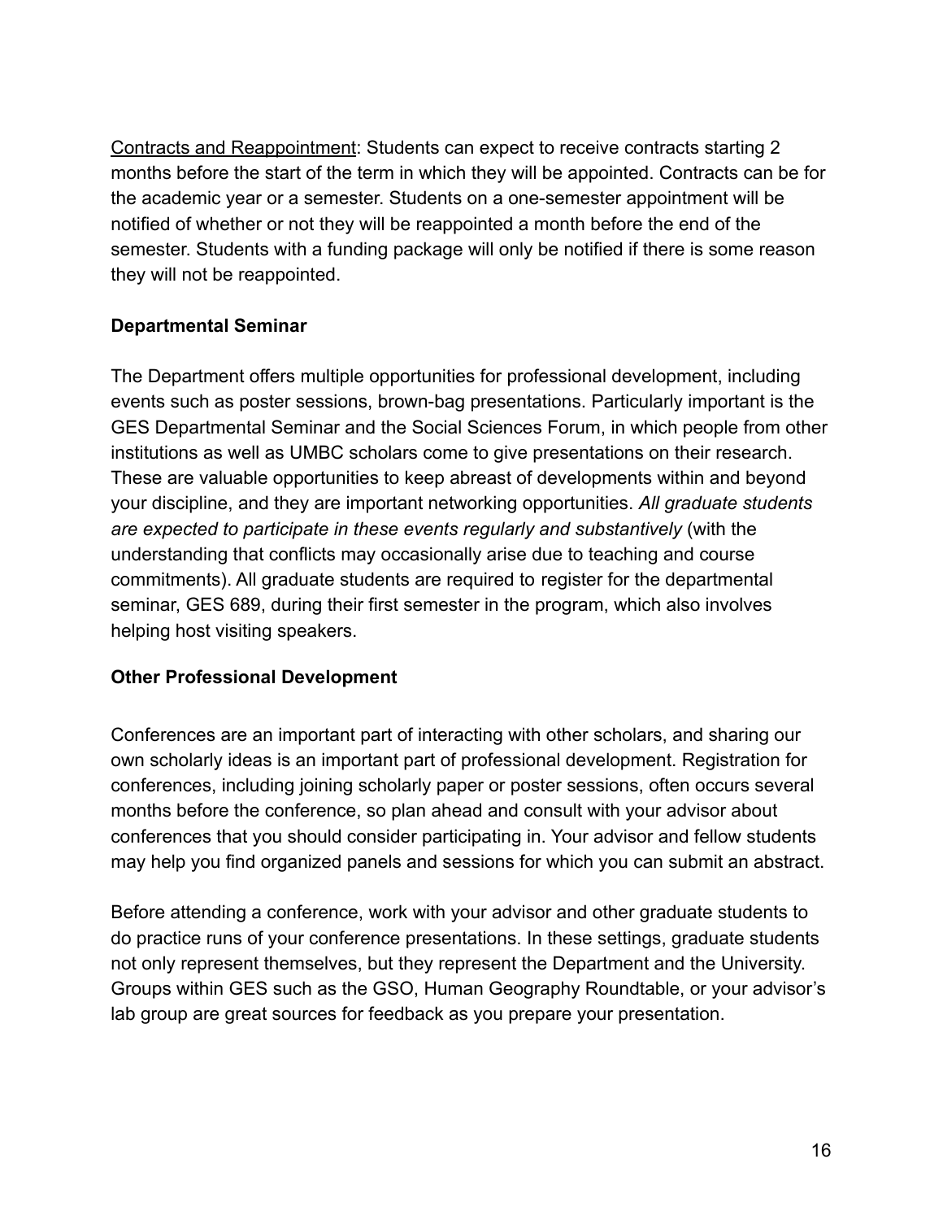<u>Contracts and Reappointment</u>: Students can expect to receive contracts starting 2 months before the start of the term in which they will be appointed. Contracts can be for the academic year or a semester. Students on a one-semester appointment will be notified of whether or not they will be reappointed a month before the end of the semester. Students with a funding package will only be notified if there is some reason they will not be reappointed.

## Departmental Seminar

The Department offers multiple opportunities for professional development, including events such as poster sessions, brown-bag presentations. Particularly important is the GES Departmental Seminar and the Social Sciences Forum, in which people from other institutions as well as UMBC scholars come to give presentations on their research. These are valuable opportunities to keep abreast of developments within and beyond your discipline, and they are important networking opportunities. *All graduate students are expected to participate in these events regularly and substantively* (with the understanding that conflicts may occasionally arise due to teaching and course commitments). All graduate students are required to register for the departmental seminar, GES 689, during their first semester in the program, which also involves helping host visiting speakers.

## Other Professional Development

Conferences are an important part of interacting with other scholars, and sharing our own scholarly ideas is an important part of professional development. Registration for conferences, including joining scholarly paper or poster sessions, often occurs several months before the conference, so plan ahead and consult with your advisor about conferences that you should consider participating in. Your advisor and fellow students may help you find organized panels and sessions for which you can submit an abstract.

Before attending a conference, work with your advisor and other graduate students to do practice runs of your conference presentations. In these settings, graduate students not only represent themselves, but they represent the Department and the University. Groups within GES such as the GSO, Human Geography Roundtable, or your advisor's lab group are great sources for feedback as you prepare your presentation.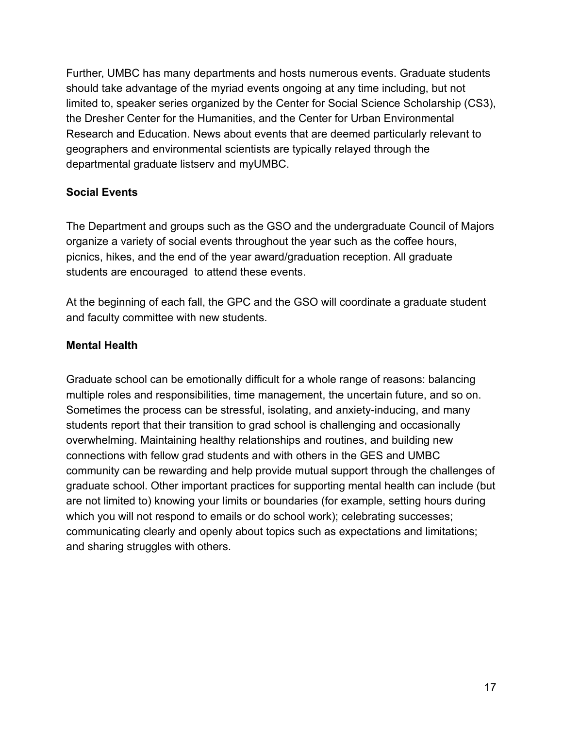Further, UMBC has many departments and hosts numerous events. Graduate students should take advantage of the myriad events ongoing at any time including, but not limited to, speaker series organized by the Center for Social Science Scholarship (CS3), the Dresher Center for the Humanities, and the Center for Urban Environmental Research and Education. News about events that are deemed particularly relevant to geographers and environmental scientists are typically relayed through the departmental graduate listserv and myUMBC.

**Social Events**

The Department and groups such as the GSO and the undergraduate Council of Majors organize a variety of social events throughout the year such as the coffee hours, picnics, hikes, and the end of the year award/graduation reception. All graduate students are encouraged to attend these events.

At the beginning of each fall, the GPC and the GSO will coordinate a graduate student and faculty committee with new students.

**Mental Health**

Graduate school can be emotionally difficult for a whole range of reasons: balancing multiple roles and responsibilities, time management, the uncertain future, and so on. Sometimes the process can be stressful, isolating, and anxiety-inducing, and many students report that their transition to grad school is challenging and occasionally overwhelming. Maintaining healthy relationships and routines, and building new connections with fellow grad students and with others in the GES and UMBC community can be rewarding and help provide mutual support through the challenges of graduate school. Other important practices for supporting mental health can include (but are not limited to) knowing your limits or boundaries (for example, setting hours during which you will not respond to emails or do school work); celebrating successes; communicating clearly and openly about topics such as expectations and limitations; and sharing struggles with others.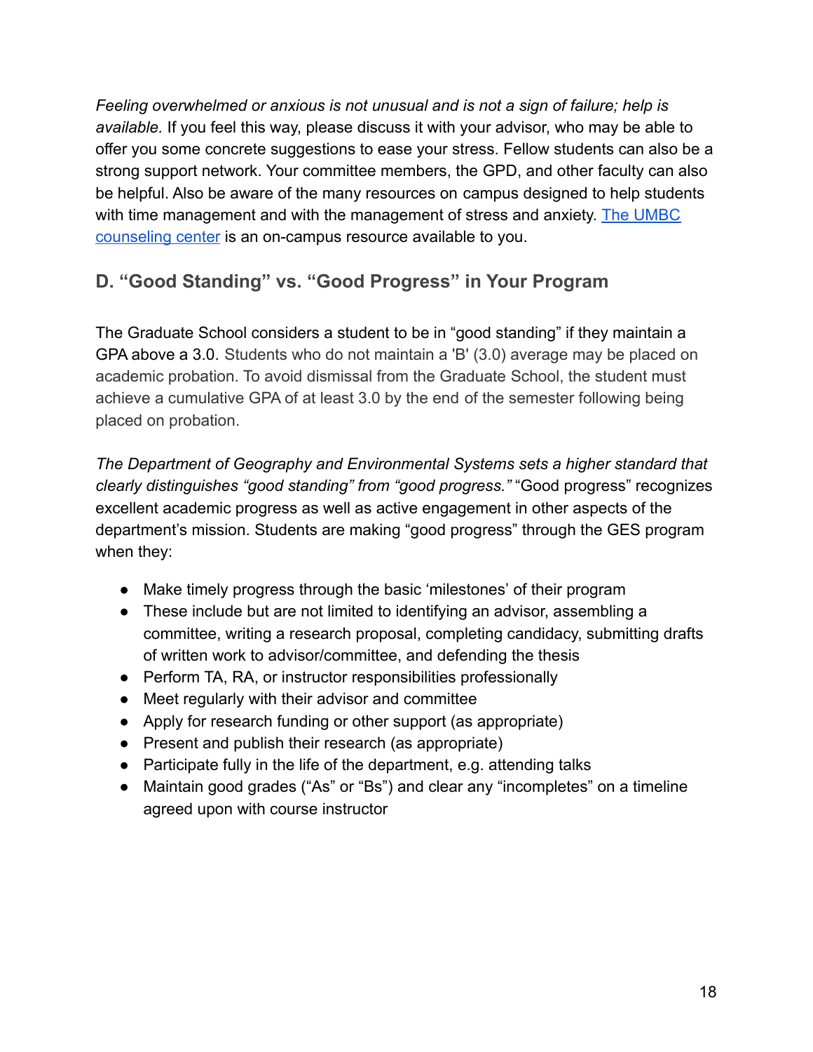*Feeling overwhelmed or anxious is not unusual and is not a sign of failure; help is available.* If you feel this way, please discuss it with your advisor, who may be able to offer you some concrete suggestions to ease your stress. Fellow students can also be a strong support network. Your committee members, the GPD, and other faculty can also be helpful. Also be aware of the many resources on campus designed to help students with time management and with the management of stress and anxiety. [The UMBC counseling center]() is an on-campus resource available to you.

## D. "Good Standing" vs. "Good Progress" in Your Program

The Graduate School considers a student to be in "good standing" if they maintain a GPA above a 3.0. Students who do not maintain a 'B' (3.0) average may be placed on academic probation. To avoid dismissal from the Graduate School, the student must achieve a cumulative GPA of at least 3.0 by the end of the semester following being placed on probation.

*The Department of Geography and Environmental Systems sets a higher standard that clearly distinguishes "good standing" from "good progress."* "Good progress" recognizes excellent academic progress as well as active engagement in other aspects of the department's mission. Students are making "good progress" through the GES program when they:

- Make timely progress through the basic 'milestones' of their program
- These include but are not limited to identifying an advisor, assembling a committee, writing a research proposal, completing candidacy, submitting drafts of written work to advisor/committee, and defending the thesis
- Perform TA, RA, or instructor responsibilities professionally
- Meet regularly with their advisor and committee
- Apply for research funding or other support (as appropriate)
- Present and publish their research (as appropriate)
- Participate fully in the life of the department, e.g. attending talks
- Maintain good grades ("As" or "Bs") and clear any "incompletes" on a timeline agreed upon with course instructor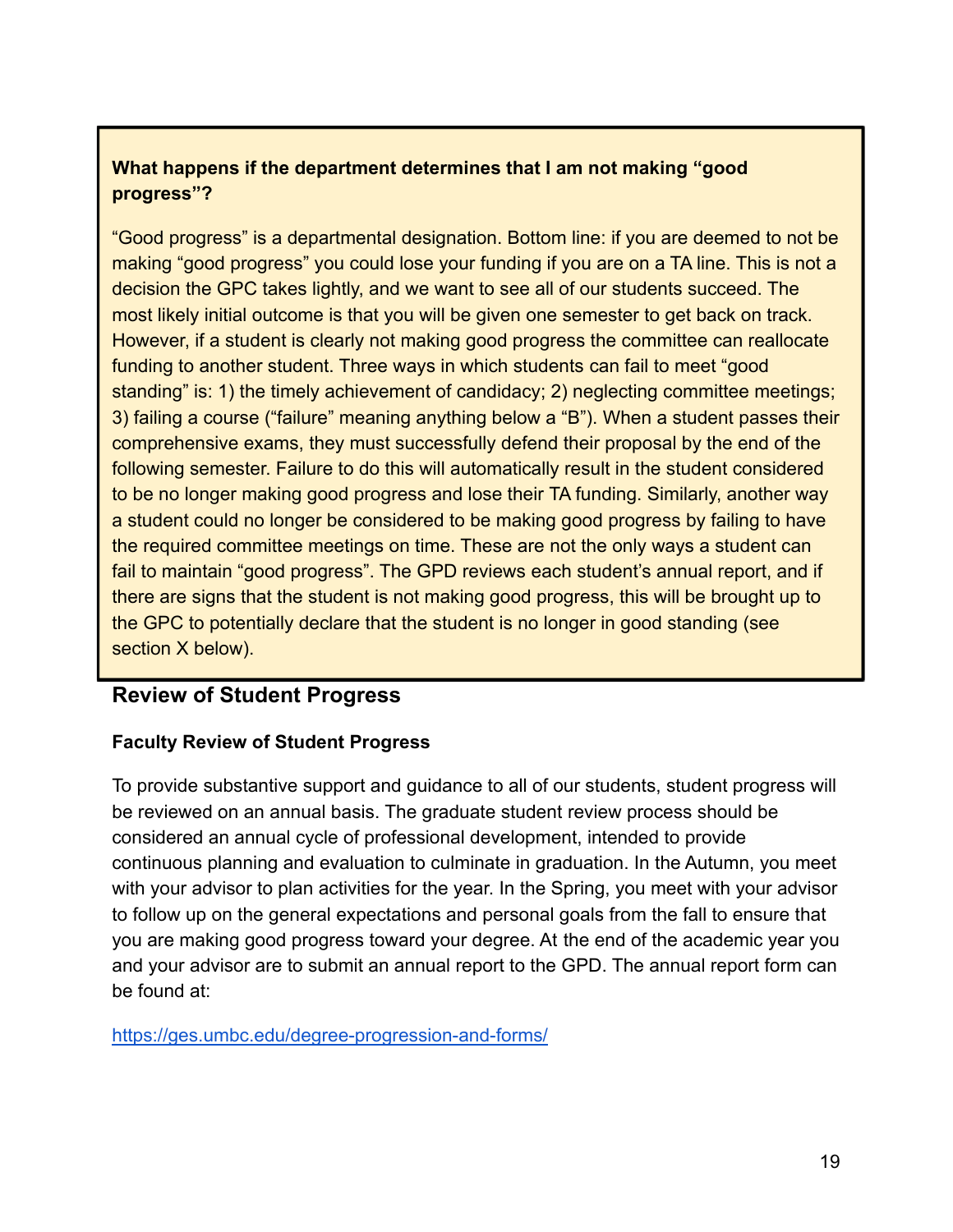**What happens if the department determines that I am not making "good progress"?**

"Good progress" is a departmental designation. Bottom line: if you are deemed to not be making "good progress" you could lose your funding if you are on a TA line. This is not a decision the GPC takes lightly, and we want to see all of our students succeed. The most likely initial outcome is that you will be given one semester to get back on track. However, if a student is clearly not making good progress the committee can reallocate funding to another student. Three ways in which students can fail to meet "good standing" is: 1) the timely achievement of candidacy; 2) neglecting committee meetings; 3) failing a course ("failure" meaning anything below a "B"). When a student passes their comprehensive exams, they must successfully defend their proposal by the end of the following semester. Failure to do this will automatically result in the student considered to be no longer making good progress and lose their TA funding. Similarly, another way a student could no longer be considered to be making good progress by failing to have the required committee meetings on time. These are not the only ways a student can fail to maintain "good progress". The GPD reviews each student's annual report, and if there are signs that the student is not making good progress, this will be brought up to the GPC to potentially declare that the student is no longer in good standing (see section X below).

## Review of Student Progress

### Faculty Review of Student Progress

To provide substantive support and guidance to all of our students, student progress will be reviewed on an annual basis. The graduate student review process should be considered an annual cycle of professional development, intended to provide continuous planning and evaluation to culminate in graduation. In the Autumn, you meet with your advisor to plan activities for the year. In the Spring, you meet with your advisor to follow up on the general expectations and personal goals from the fall to ensure that you are making good progress toward your degree. At the end of the academic year you and your advisor are to submit an annual report to the GPD. The annual report form can be found at:

https://ges.umbc.edu/degree-progression-and-forms/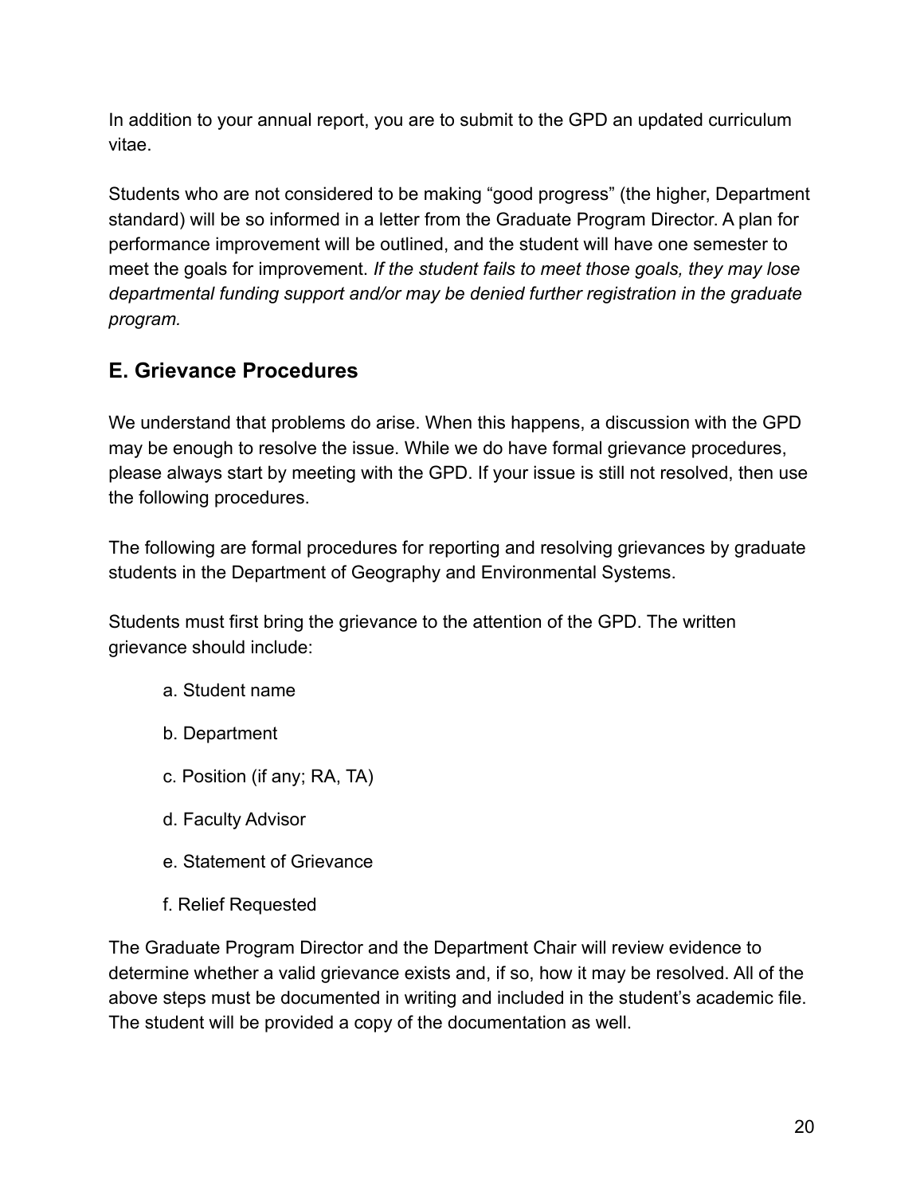In addition to your annual report, you are to submit to the GPD an updated curriculum vitae.

Students who are not considered to be making “good progress” (the higher, Department standard) will be so informed in a letter from the Graduate Program Director. A plan for performance improvement will be outlined, and the student will have one semester to meet the goals for improvement. *If the student fails to meet those goals, they may lose departmental funding support and/or may be denied further registration in the graduate program.*

## E. Grievance Procedures

We understand that problems do arise. When this happens, a discussion with the GPD may be enough to resolve the issue. While we do have formal grievance procedures, please always start by meeting with the GPD. If your issue is still not resolved, then use the following procedures.

The following are formal procedures for reporting and resolving grievances by graduate students in the Department of Geography and Environmental Systems.

Students must first bring the grievance to the attention of the GPD. The written grievance should include:

a. Student name

b. Department

c. Position (if any; RA, TA)

d. Faculty Advisor

e. Statement of Grievance

f. Relief Requested

The Graduate Program Director and the Department Chair will review evidence to determine whether a valid grievance exists and, if so, how it may be resolved. All of the above steps must be documented in writing and included in the student’s academic file. The student will be provided a copy of the documentation as well.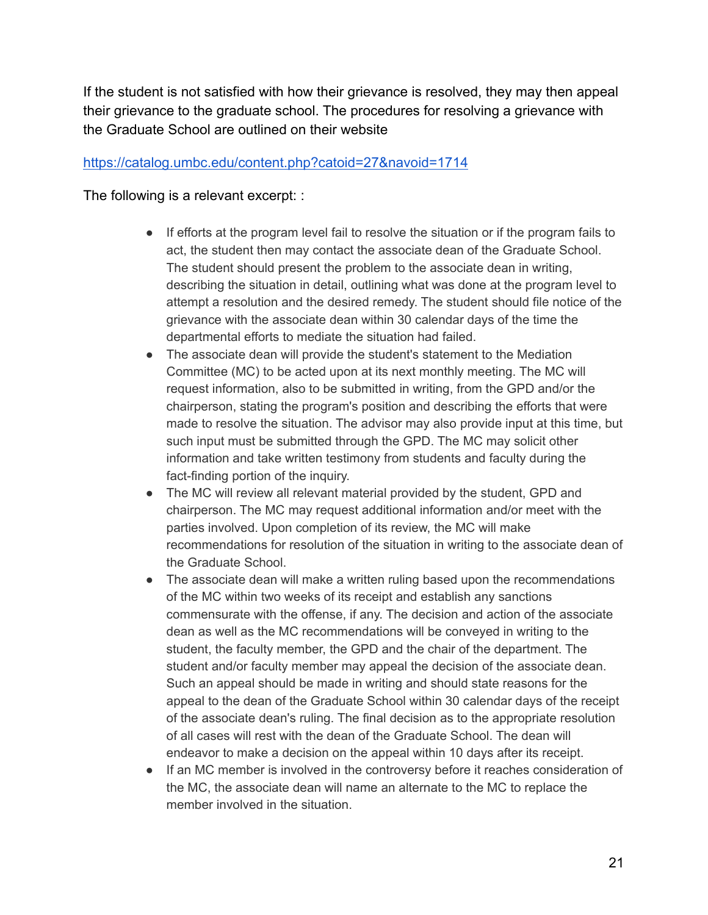If the student is not satisfied with how their grievance is resolved, they may then appeal their grievance to the graduate school. The procedures for resolving a grievance with the Graduate School are outlined on their website

https://catalog.umbc.edu/content.php?catoid=27&navoid=1714

The following is a relevant excerpt: :

- If efforts at the program level fail to resolve the situation or if the program fails to act, the student then may contact the associate dean of the Graduate School. The student should present the problem to the associate dean in writing, describing the situation in detail, outlining what was done at the program level to attempt a resolution and the desired remedy. The student should file notice of the grievance with the associate dean within 30 calendar days of the time the departmental efforts to mediate the situation had failed.
- The associate dean will provide the student's statement to the Mediation Committee (MC) to be acted upon at its next monthly meeting. The MC will request information, also to be submitted in writing, from the GPD and/or the chairperson, stating the program's position and describing the efforts that were made to resolve the situation. The advisor may also provide input at this time, but such input must be submitted through the GPD. The MC may solicit other information and take written testimony from students and faculty during the fact-finding portion of the inquiry.
- The MC will review all relevant material provided by the student, GPD and chairperson. The MC may request additional information and/or meet with the parties involved. Upon completion of its review, the MC will make recommendations for resolution of the situation in writing to the associate dean of the Graduate School.
- The associate dean will make a written ruling based upon the recommendations of the MC within two weeks of its receipt and establish any sanctions commensurate with the offense, if any. The decision and action of the associate dean as well as the MC recommendations will be conveyed in writing to the student, the faculty member, the GPD and the chair of the department. The student and/or faculty member may appeal the decision of the associate dean. Such an appeal should be made in writing and should state reasons for the appeal to the dean of the Graduate School within 30 calendar days of the receipt of the associate dean's ruling. The final decision as to the appropriate resolution of all cases will rest with the dean of the Graduate School. The dean will endeavor to make a decision on the appeal within 10 days after its receipt.
- If an MC member is involved in the controversy before it reaches consideration of the MC, the associate dean will name an alternate to the MC to replace the member involved in the situation.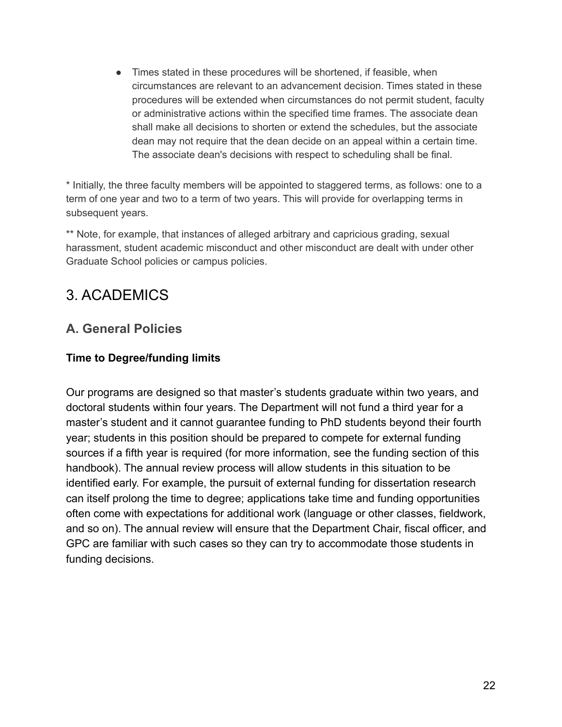- Times stated in these procedures will be shortened, if feasible, when circumstances are relevant to an advancement decision. Times stated in these procedures will be extended when circumstances do not permit student, faculty or administrative actions within the specified time frames. The associate dean shall make all decisions to shorten or extend the schedules, but the associate dean may not require that the dean decide on an appeal within a certain time. The associate dean's decisions with respect to scheduling shall be final.

* Initially, the three faculty members will be appointed to staggered terms, as follows: one to a term of one year and two to a term of two years. This will provide for overlapping terms in subsequent years.

** Note, for example, that instances of alleged arbitrary and capricious grading, sexual harassment, student academic misconduct and other misconduct are dealt with under other Graduate School policies or campus policies.

# 3. ACADEMICS

## A. General Policies

**Time to Degree/funding limits**

Our programs are designed so that master's students graduate within two years, and doctoral students within four years. The Department will not fund a third year for a master's student and it cannot guarantee funding to PhD students beyond their fourth year; students in this position should be prepared to compete for external funding sources if a fifth year is required (for more information, see the funding section of this handbook). The annual review process will allow students in this situation to be identified early. For example, the pursuit of external funding for dissertation research can itself prolong the time to degree; applications take time and funding opportunities often come with expectations for additional work (language or other classes, fieldwork, and so on). The annual review will ensure that the Department Chair, fiscal officer, and GPC are familiar with such cases so they can try to accommodate those students in funding decisions.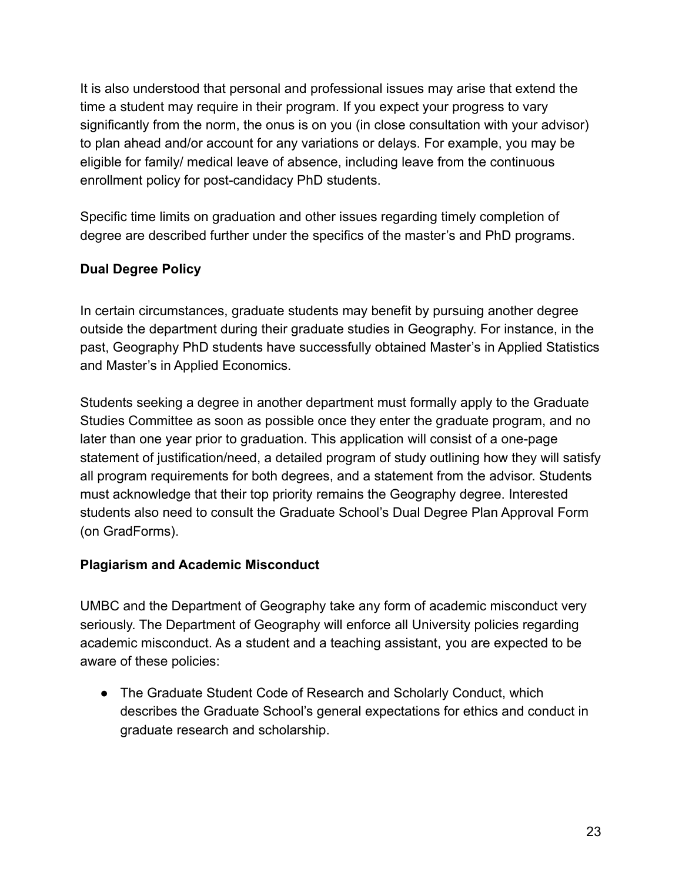It is also understood that personal and professional issues may arise that extend the time a student may require in their program. If you expect your progress to vary significantly from the norm, the onus is on you (in close consultation with your advisor) to plan ahead and/or account for any variations or delays. For example, you may be eligible for family/ medical leave of absence, including leave from the continuous enrollment policy for post-candidacy PhD students.

Specific time limits on graduation and other issues regarding timely completion of degree are described further under the specifics of the master's and PhD programs.

**Dual Degree Policy**

In certain circumstances, graduate students may benefit by pursuing another degree outside the department during their graduate studies in Geography. For instance, in the past, Geography PhD students have successfully obtained Master's in Applied Statistics and Master's in Applied Economics.

Students seeking a degree in another department must formally apply to the Graduate Studies Committee as soon as possible once they enter the graduate program, and no later than one year prior to graduation. This application will consist of a one-page statement of justification/need, a detailed program of study outlining how they will satisfy all program requirements for both degrees, and a statement from the advisor. Students must acknowledge that their top priority remains the Geography degree. Interested students also need to consult the Graduate School's Dual Degree Plan Approval Form (on GradForms).

**Plagiarism and Academic Misconduct**

UMBC and the Department of Geography take any form of academic misconduct very seriously. The Department of Geography will enforce all University policies regarding academic misconduct. As a student and a teaching assistant, you are expected to be aware of these policies:

- The Graduate Student Code of Research and Scholarly Conduct, which describes the Graduate School's general expectations for ethics and conduct in graduate research and scholarship.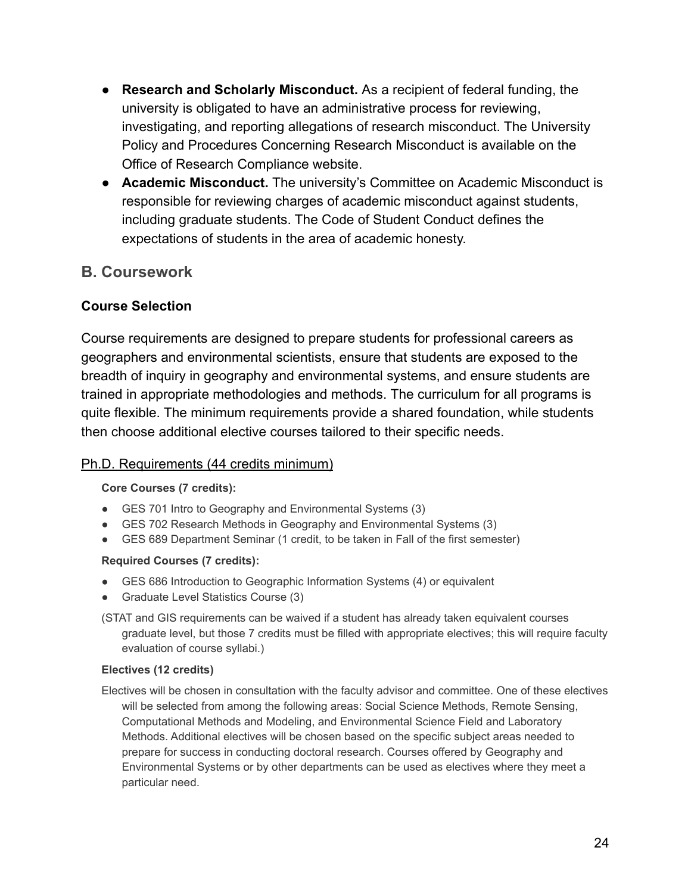- **Research and Scholarly Misconduct.** As a recipient of federal funding, the university is obligated to have an administrative process for reviewing, investigating, and reporting allegations of research misconduct. The University Policy and Procedures Concerning Research Misconduct is available on the Office of Research Compliance website.
- **Academic Misconduct.** The university's Committee on Academic Misconduct is responsible for reviewing charges of academic misconduct against students, including graduate students. The Code of Student Conduct defines the expectations of students in the area of academic honesty.

## B. Coursework

### Course Selection

Course requirements are designed to prepare students for professional careers as geographers and environmental scientists, ensure that students are exposed to the breadth of inquiry in geography and environmental systems, and ensure students are trained in appropriate methodologies and methods. The curriculum for all programs is quite flexible. The minimum requirements provide a shared foundation, while students then choose additional elective courses tailored to their specific needs.

<u>Ph.D. Requirements (44 credits minimum)</u>

**Core Courses (7 credits):**

- GES 701 Intro to Geography and Environmental Systems (3)
- GES 702 Research Methods in Geography and Environmental Systems (3)
- GES 689 Department Seminar (1 credit, to be taken in Fall of the first semester)

**Required Courses (7 credits):**

- GES 686 Introduction to Geographic Information Systems (4) or equivalent
- Graduate Level Statistics Course (3)

(STAT and GIS requirements can be waived if a student has already taken equivalent courses graduate level, but those 7 credits must be filled with appropriate electives; this will require faculty evaluation of course syllabi.)

**Electives (12 credits)**

Electives will be chosen in consultation with the faculty advisor and committee. One of these electives will be selected from among the following areas: Social Science Methods, Remote Sensing, Computational Methods and Modeling, and Environmental Science Field and Laboratory Methods. Additional electives will be chosen based on the specific subject areas needed to prepare for success in conducting doctoral research. Courses offered by Geography and Environmental Systems or by other departments can be used as electives where they meet a particular need.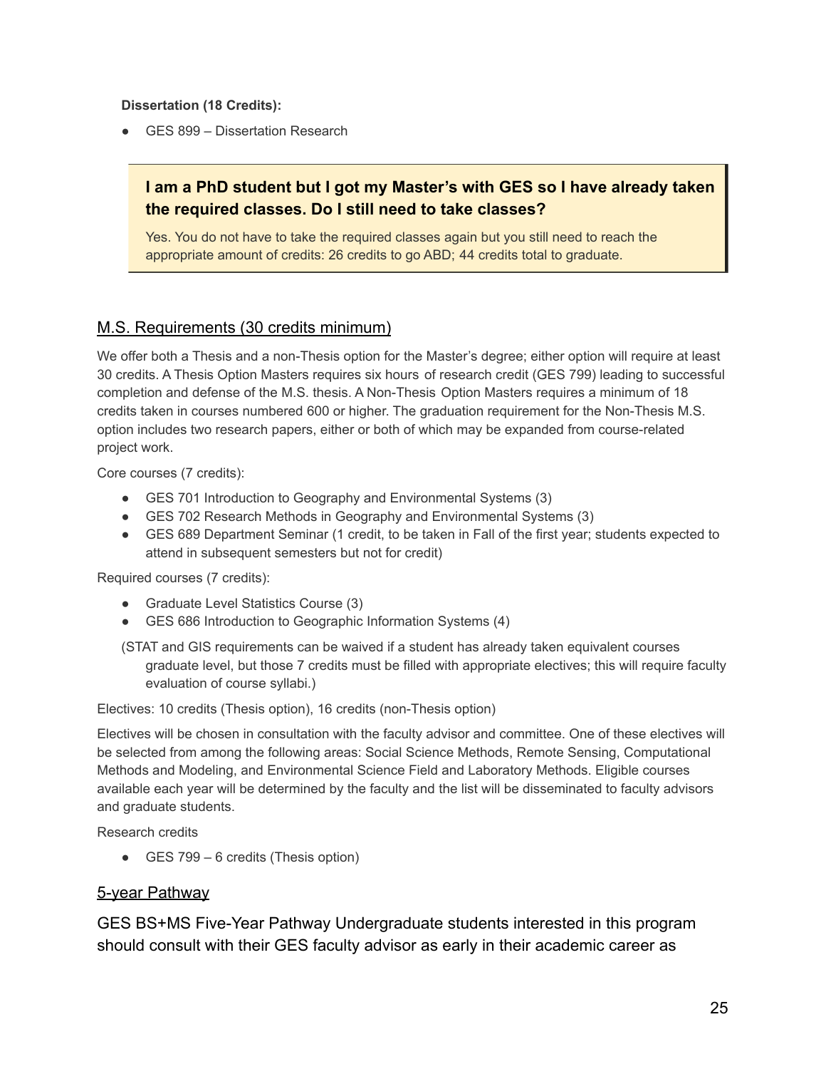**Dissertation (18 Credits):**

- GES 899 – Dissertation Research

> **I am a PhD student but I got my Master's with GES so I have already taken the required classes. Do I still need to take classes?**
>
> Yes. You do not have to take the required classes again but you still need to reach the appropriate amount of credits: 26 credits to go ABD; 44 credits total to graduate.

## M.S. Requirements (30 credits minimum)

We offer both a Thesis and a non-Thesis option for the Master's degree; either option will require at least 30 credits. A Thesis Option Masters requires six hours of research credit (GES 799) leading to successful completion and defense of the M.S. thesis. A Non-Thesis Option Masters requires a minimum of 18 credits taken in courses numbered 600 or higher. The graduation requirement for the Non-Thesis M.S. option includes two research papers, either or both of which may be expanded from course-related project work.

Core courses (7 credits):

- GES 701 Introduction to Geography and Environmental Systems (3)
- GES 702 Research Methods in Geography and Environmental Systems (3)
- GES 689 Department Seminar (1 credit, to be taken in Fall of the first year; students expected to attend in subsequent semesters but not for credit)

Required courses (7 credits):

- Graduate Level Statistics Course (3)
- GES 686 Introduction to Geographic Information Systems (4)

(STAT and GIS requirements can be waived if a student has already taken equivalent courses graduate level, but those 7 credits must be filled with appropriate electives; this will require faculty evaluation of course syllabi.)

Electives: 10 credits (Thesis option), 16 credits (non-Thesis option)

Electives will be chosen in consultation with the faculty advisor and committee. One of these electives will be selected from among the following areas: Social Science Methods, Remote Sensing, Computational Methods and Modeling, and Environmental Science Field and Laboratory Methods. Eligible courses available each year will be determined by the faculty and the list will be disseminated to faculty advisors and graduate students.

Research credits

- GES 799 – 6 credits (Thesis option)

## 5-year Pathway

GES BS+MS Five-Year Pathway Undergraduate students interested in this program should consult with their GES faculty advisor as early in their academic career as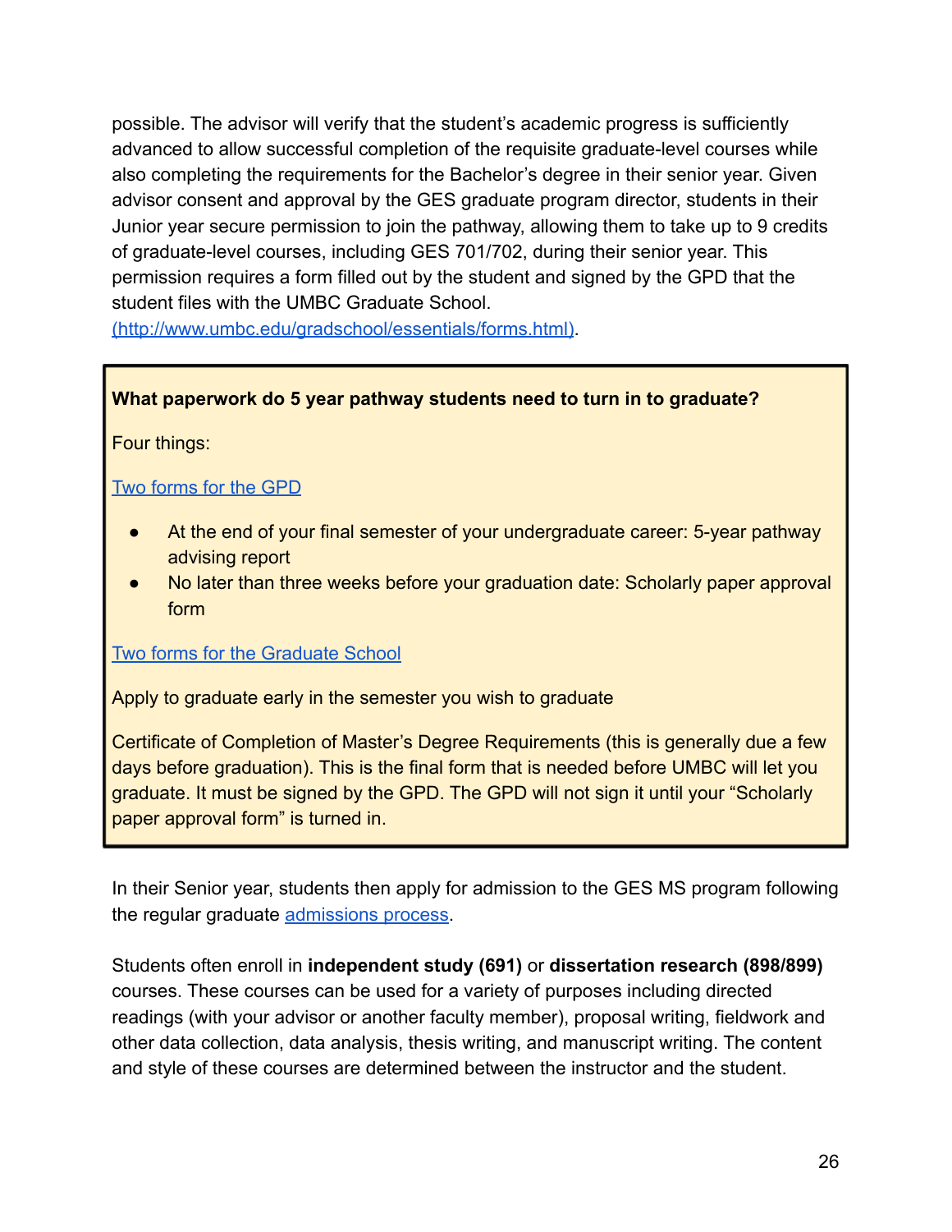possible. The advisor will verify that the student's academic progress is sufficiently advanced to allow successful completion of the requisite graduate-level courses while also completing the requirements for the Bachelor's degree in their senior year. Given advisor consent and approval by the GES graduate program director, students in their Junior year secure permission to join the pathway, allowing them to take up to 9 credits of graduate-level courses, including GES 701/702, during their senior year. This permission requires a form filled out by the student and signed by the GPD that the student files with the UMBC Graduate School. [(http://www.umbc.edu/gradschool/essentials/forms.html)](http://www.umbc.edu/gradschool/essentials/forms.html).

**What paperwork do 5 year pathway students need to turn in to graduate?**

Four things:

Two forms for the GPD

- At the end of your final semester of your undergraduate career: 5-year pathway advising report
- No later than three weeks before your graduation date: Scholarly paper approval form

Two forms for the Graduate School

Apply to graduate early in the semester you wish to graduate

Certificate of Completion of Master's Degree Requirements (this is generally due a few days before graduation). This is the final form that is needed before UMBC will let you graduate. It must be signed by the GPD. The GPD will not sign it until your "Scholarly paper approval form" is turned in.

In their Senior year, students then apply for admission to the GES MS program following the regular graduate admissions process.

Students often enroll in **independent study (691)** or **dissertation research (898/899)** courses. These courses can be used for a variety of purposes including directed readings (with your advisor or another faculty member), proposal writing, fieldwork and other data collection, data analysis, thesis writing, and manuscript writing. The content and style of these courses are determined between the instructor and the student.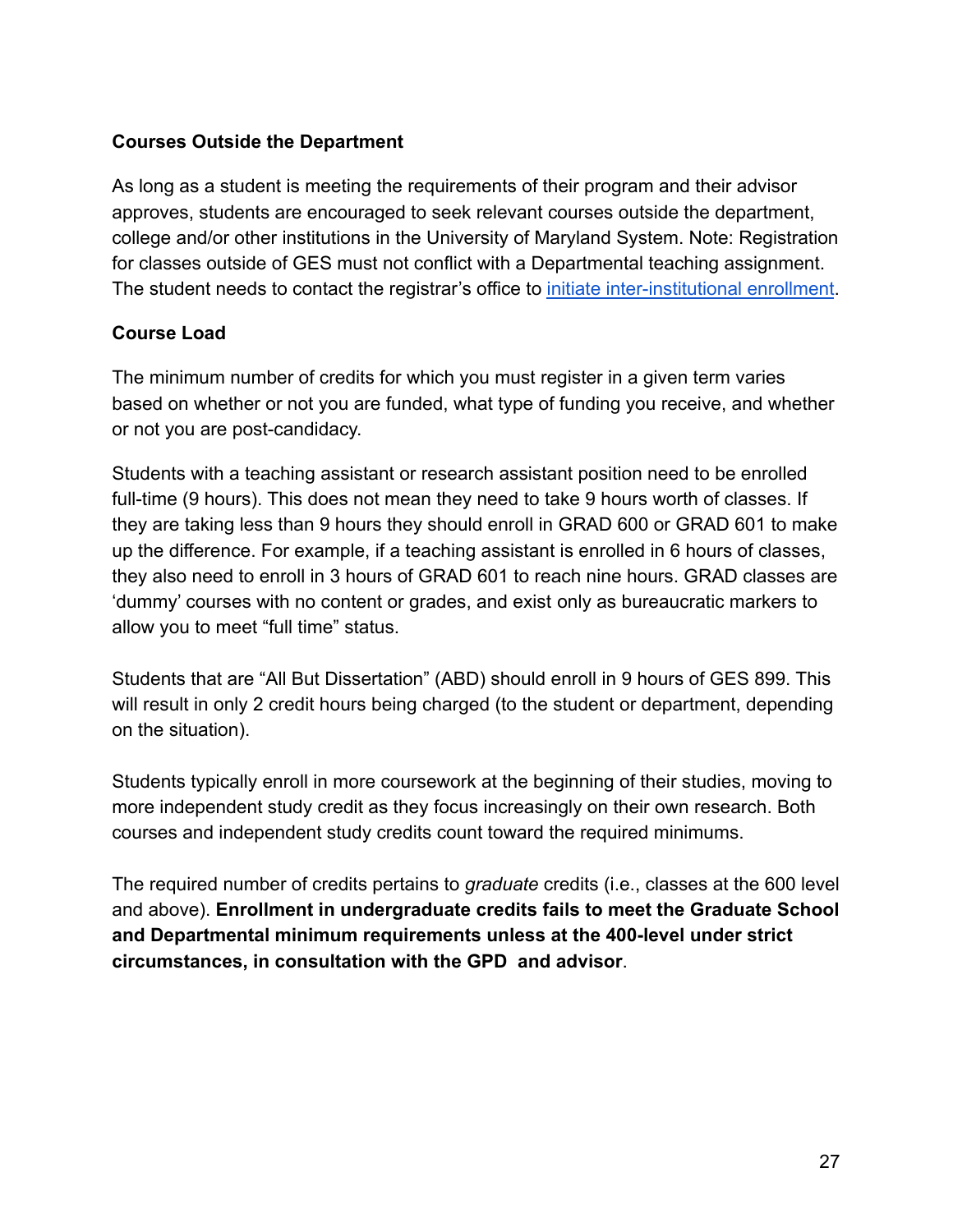**Courses Outside the Department**

As long as a student is meeting the requirements of their program and their advisor approves, students are encouraged to seek relevant courses outside the department, college and/or other institutions in the University of Maryland System. Note: Registration for classes outside of GES must not conflict with a Departmental teaching assignment. The student needs to contact the registrar's office to initiate inter-institutional enrollment.

**Course Load**

The minimum number of credits for which you must register in a given term varies based on whether or not you are funded, what type of funding you receive, and whether or not you are post-candidacy.

Students with a teaching assistant or research assistant position need to be enrolled full-time (9 hours). This does not mean they need to take 9 hours worth of classes. If they are taking less than 9 hours they should enroll in GRAD 600 or GRAD 601 to make up the difference. For example, if a teaching assistant is enrolled in 6 hours of classes, they also need to enroll in 3 hours of GRAD 601 to reach nine hours. GRAD classes are 'dummy' courses with no content or grades, and exist only as bureaucratic markers to allow you to meet "full time" status.

Students that are "All But Dissertation" (ABD) should enroll in 9 hours of GES 899. This will result in only 2 credit hours being charged (to the student or department, depending on the situation).

Students typically enroll in more coursework at the beginning of their studies, moving to more independent study credit as they focus increasingly on their own research. Both courses and independent study credits count toward the required minimums.

The required number of credits pertains to *graduate* credits (i.e., classes at the 600 level and above). **Enrollment in undergraduate credits fails to meet the Graduate School and Departmental minimum requirements unless at the 400-level under strict circumstances, in consultation with the GPD and advisor**.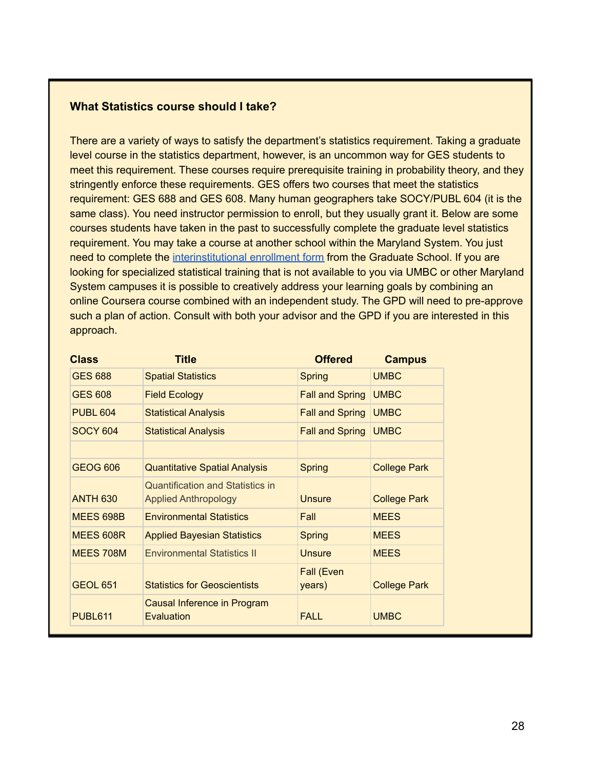**What Statistics course should I take?**

There are a variety of ways to satisfy the department's statistics requirement. Taking a graduate level course in the statistics department, however, is an uncommon way for GES students to meet this requirement. These courses require prerequisite training in probability theory, and they stringently enforce these requirements. GES offers two courses that meet the statistics requirement: GES 688 and GES 608. Many human geographers take SOCY/PUBL 604 (it is the same class). You need instructor permission to enroll, but they usually grant it. Below are some courses students have taken in the past to successfully complete the graduate level statistics requirement. You may take a course at another school within the Maryland System. You just need to complete the [interinstitutional enrollment form] from the Graduate School. If you are looking for specialized statistical training that is not available to you via UMBC or other Maryland System campuses it is possible to creatively address your learning goals by combining an online Coursera course combined with an independent study. The GPD will need to pre-approve such a plan of action. Consult with both your advisor and the GPD if you are interested in this approach.

| Class | Title | Offered | Campus |
|---|---|---|---|
| GES 688 | Spatial Statistics | Spring | UMBC |
| GES 608 | Field Ecology | Fall and Spring | UMBC |
| PUBL 604 | Statistical Analysis | Fall and Spring | UMBC |
| SOCY 604 | Statistical Analysis | Fall and Spring | UMBC |
| | | | |
| GEOG 606 | Quantitative Spatial Analysis | Spring | College Park |
| ANTH 630 | Quantification and Statistics in Applied Anthropology | Unsure | College Park |
| MEES 698B | Environmental Statistics | Fall | MEES |
| MEES 608R | Applied Bayesian Statistics | Spring | MEES |
| MEES 708M | Environmental Statistics II | Unsure | MEES |
| GEOL 651 | Statistics for Geoscientists | Fall (Even years) | College Park |
| PUBL611 | Causal Inference in Program Evaluation | FALL | UMBC |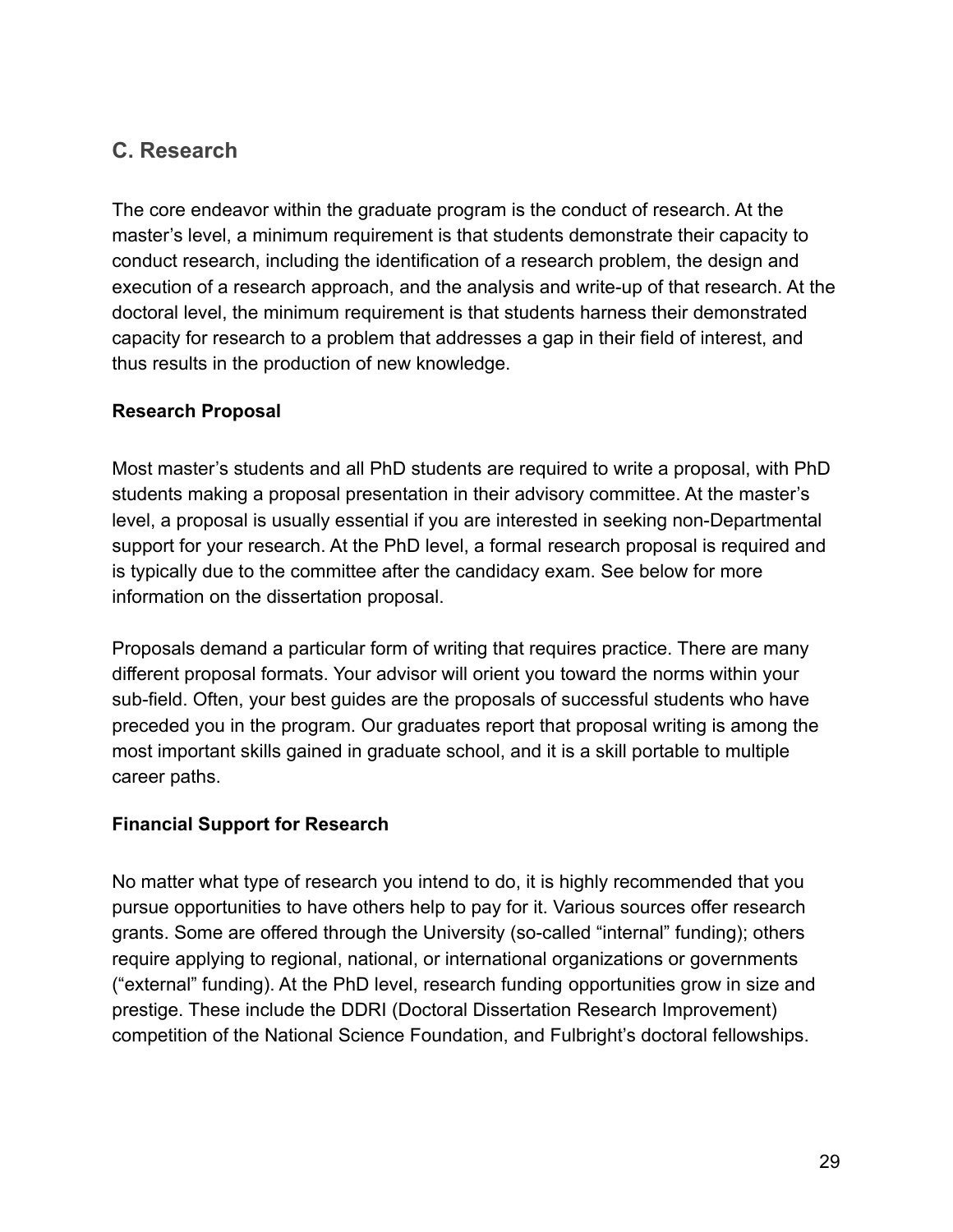## C. Research

The core endeavor within the graduate program is the conduct of research. At the master's level, a minimum requirement is that students demonstrate their capacity to conduct research, including the identification of a research problem, the design and execution of a research approach, and the analysis and write-up of that research. At the doctoral level, the minimum requirement is that students harness their demonstrated capacity for research to a problem that addresses a gap in their field of interest, and thus results in the production of new knowledge.

### Research Proposal

Most master's students and all PhD students are required to write a proposal, with PhD students making a proposal presentation in their advisory committee. At the master's level, a proposal is usually essential if you are interested in seeking non-Departmental support for your research. At the PhD level, a formal research proposal is required and is typically due to the committee after the candidacy exam. See below for more information on the dissertation proposal.

Proposals demand a particular form of writing that requires practice. There are many different proposal formats. Your advisor will orient you toward the norms within your sub-field. Often, your best guides are the proposals of successful students who have preceded you in the program. Our graduates report that proposal writing is among the most important skills gained in graduate school, and it is a skill portable to multiple career paths.

### Financial Support for Research

No matter what type of research you intend to do, it is highly recommended that you pursue opportunities to have others help to pay for it. Various sources offer research grants. Some are offered through the University (so-called "internal" funding); others require applying to regional, national, or international organizations or governments ("external" funding). At the PhD level, research funding opportunities grow in size and prestige. These include the DDRI (Doctoral Dissertation Research Improvement) competition of the National Science Foundation, and Fulbright's doctoral fellowships.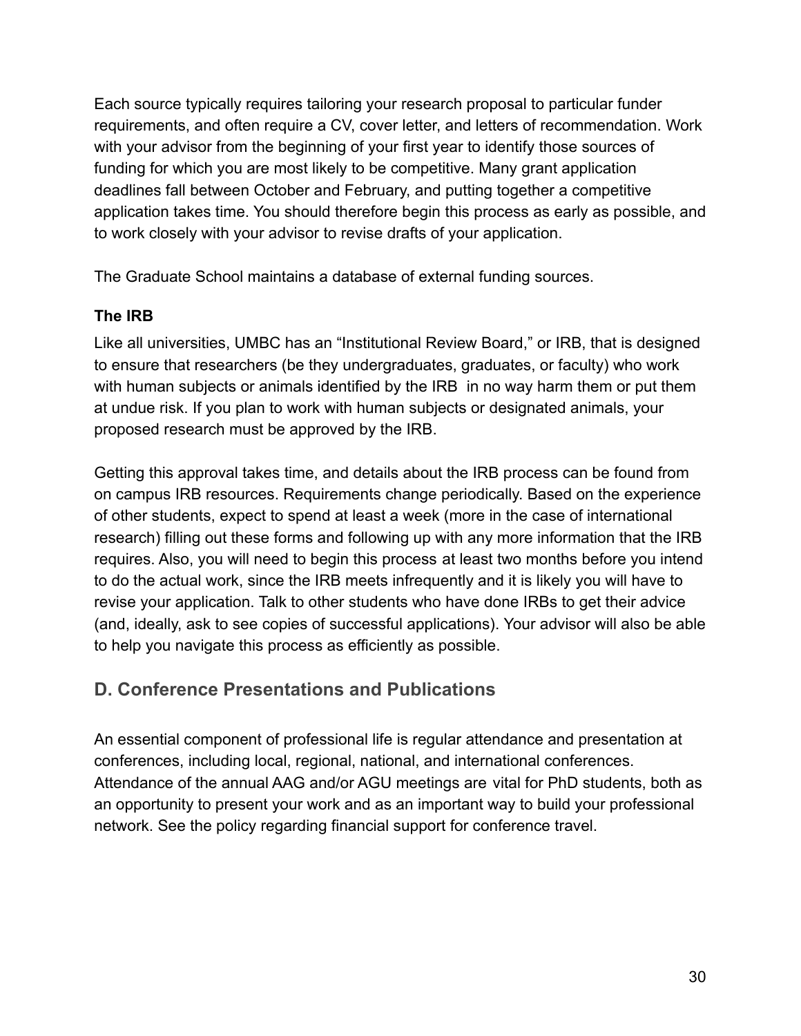Each source typically requires tailoring your research proposal to particular funder requirements, and often require a CV, cover letter, and letters of recommendation. Work with your advisor from the beginning of your first year to identify those sources of funding for which you are most likely to be competitive. Many grant application deadlines fall between October and February, and putting together a competitive application takes time. You should therefore begin this process as early as possible, and to work closely with your advisor to revise drafts of your application.

The Graduate School maintains a database of external funding sources.

**The IRB**

Like all universities, UMBC has an "Institutional Review Board," or IRB, that is designed to ensure that researchers (be they undergraduates, graduates, or faculty) who work with human subjects or animals identified by the IRB in no way harm them or put them at undue risk. If you plan to work with human subjects or designated animals, your proposed research must be approved by the IRB.

Getting this approval takes time, and details about the IRB process can be found from on campus IRB resources. Requirements change periodically. Based on the experience of other students, expect to spend at least a week (more in the case of international research) filling out these forms and following up with any more information that the IRB requires. Also, you will need to begin this process at least two months before you intend to do the actual work, since the IRB meets infrequently and it is likely you will have to revise your application. Talk to other students who have done IRBs to get their advice (and, ideally, ask to see copies of successful applications). Your advisor will also be able to help you navigate this process as efficiently as possible.

## D. Conference Presentations and Publications

An essential component of professional life is regular attendance and presentation at conferences, including local, regional, national, and international conferences. Attendance of the annual AAG and/or AGU meetings are vital for PhD students, both as an opportunity to present your work and as an important way to build your professional network. See the policy regarding financial support for conference travel.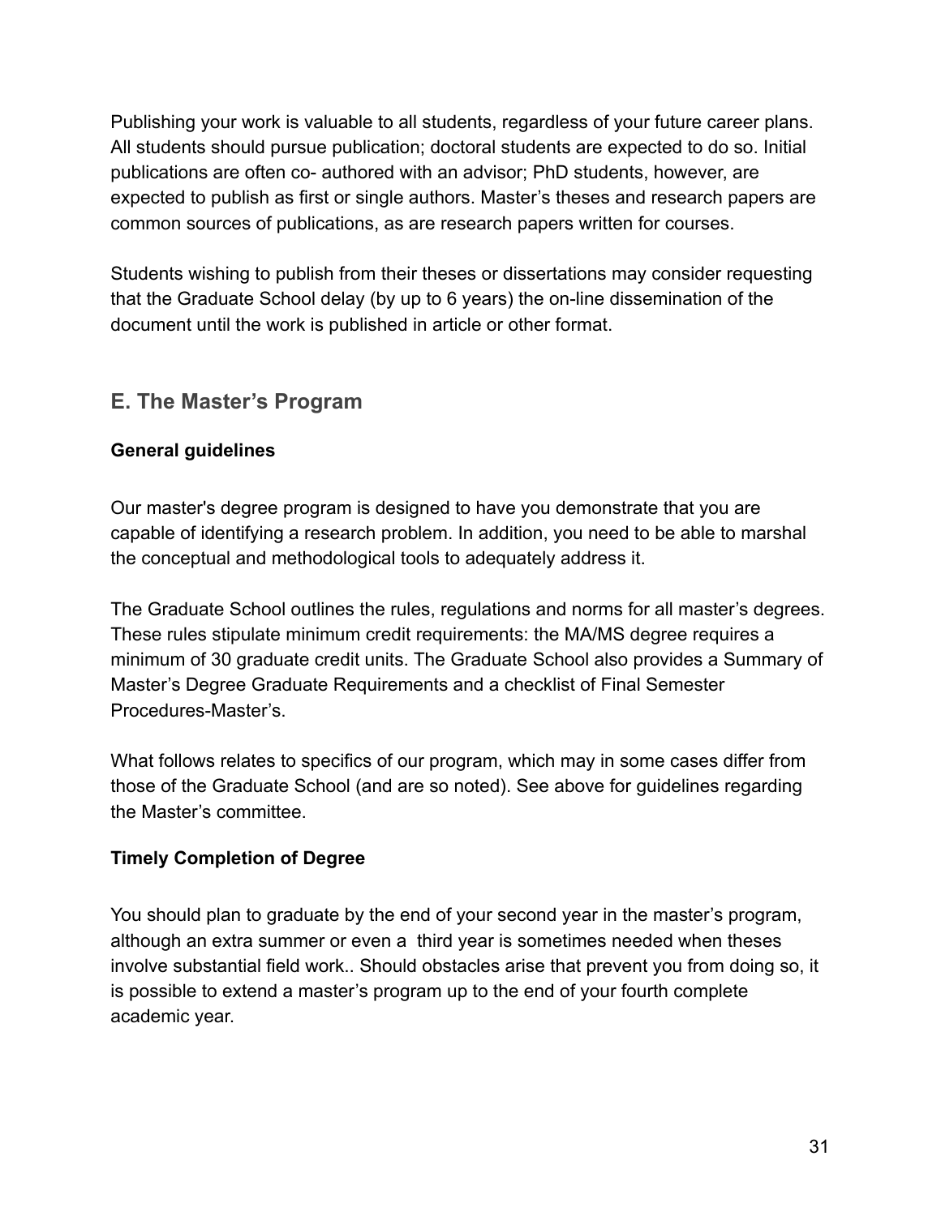Publishing your work is valuable to all students, regardless of your future career plans. All students should pursue publication; doctoral students are expected to do so. Initial publications are often co- authored with an advisor; PhD students, however, are expected to publish as first or single authors. Master's theses and research papers are common sources of publications, as are research papers written for courses.

Students wishing to publish from their theses or dissertations may consider requesting that the Graduate School delay (by up to 6 years) the on-line dissemination of the document until the work is published in article or other format.

## E. The Master's Program

**General guidelines**

Our master's degree program is designed to have you demonstrate that you are capable of identifying a research problem. In addition, you need to be able to marshal the conceptual and methodological tools to adequately address it.

The Graduate School outlines the rules, regulations and norms for all master's degrees. These rules stipulate minimum credit requirements: the MA/MS degree requires a minimum of 30 graduate credit units. The Graduate School also provides a Summary of Master's Degree Graduate Requirements and a checklist of Final Semester Procedures-Master's.

What follows relates to specifics of our program, which may in some cases differ from those of the Graduate School (and are so noted). See above for guidelines regarding the Master's committee.

**Timely Completion of Degree**

You should plan to graduate by the end of your second year in the master's program, although an extra summer or even a third year is sometimes needed when theses involve substantial field work.. Should obstacles arise that prevent you from doing so, it is possible to extend a master's program up to the end of your fourth complete academic year.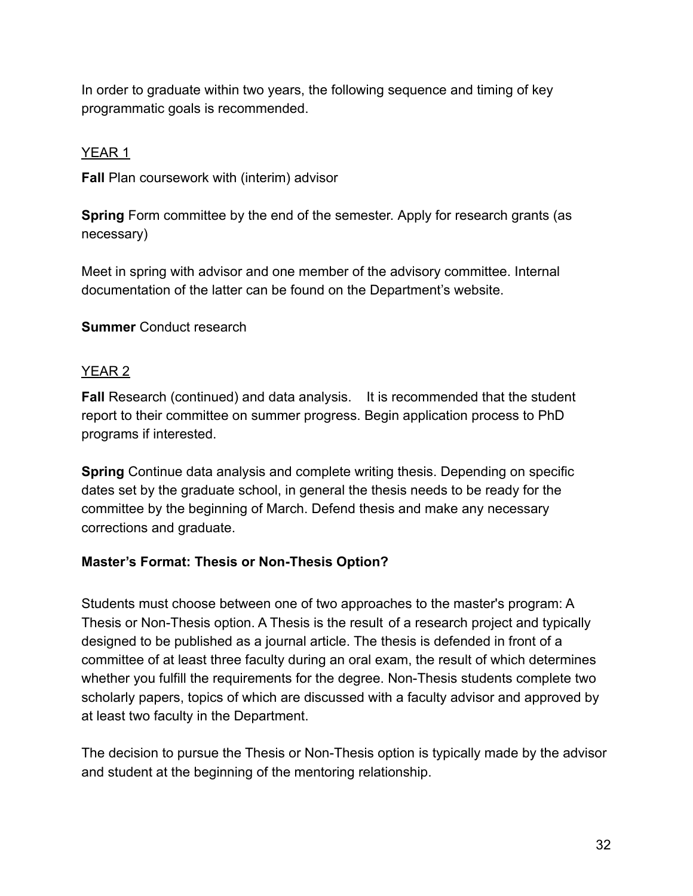In order to graduate within two years, the following sequence and timing of key programmatic goals is recommended.

YEAR 1

**Fall** Plan coursework with (interim) advisor

**Spring** Form committee by the end of the semester. Apply for research grants (as necessary)

Meet in spring with advisor and one member of the advisory committee. Internal documentation of the latter can be found on the Department's website.

**Summer** Conduct research

YEAR 2

**Fall** Research (continued) and data analysis. It is recommended that the student report to their committee on summer progress. Begin application process to PhD programs if interested.

**Spring** Continue data analysis and complete writing thesis. Depending on specific dates set by the graduate school, in general the thesis needs to be ready for the committee by the beginning of March. Defend thesis and make any necessary corrections and graduate.

**Master's Format: Thesis or Non-Thesis Option?**

Students must choose between one of two approaches to the master's program: A Thesis or Non-Thesis option. A Thesis is the result of a research project and typically designed to be published as a journal article. The thesis is defended in front of a committee of at least three faculty during an oral exam, the result of which determines whether you fulfill the requirements for the degree. Non-Thesis students complete two scholarly papers, topics of which are discussed with a faculty advisor and approved by at least two faculty in the Department.

The decision to pursue the Thesis or Non-Thesis option is typically made by the advisor and student at the beginning of the mentoring relationship.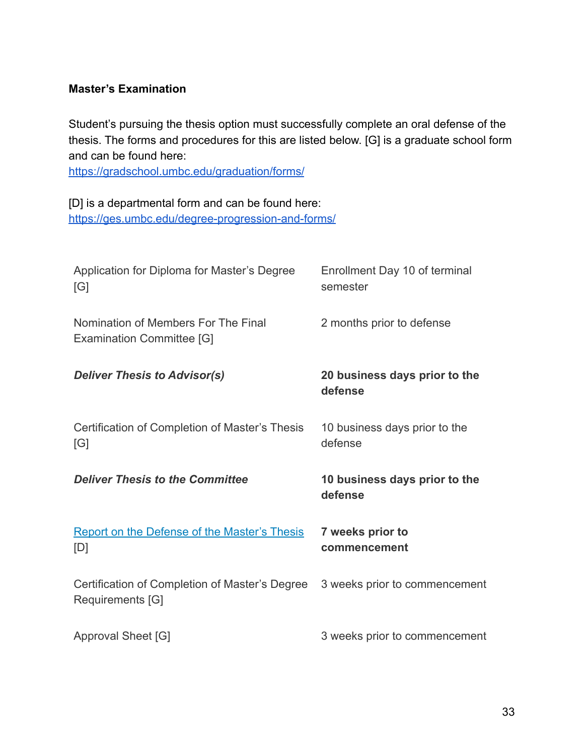**Master's Examination**

Student's pursuing the thesis option must successfully complete an oral defense of the thesis. The forms and procedures for this are listed below. [G] is a graduate school form and can be found here:
https://gradschool.umbc.edu/graduation/forms/

[D] is a departmental form and can be found here:
https://ges.umbc.edu/degree-progression-and-forms/

| | |
|---|---|
| Application for Diploma for Master's Degree [G] | Enrollment Day 10 of terminal semester |
| Nomination of Members For The Final Examination Committee [G] | 2 months prior to defense |
| ***Deliver Thesis to Advisor(s)*** | **20 business days prior to the defense** |
| Certification of Completion of Master's Thesis [G] | 10 business days prior to the defense |
| ***Deliver Thesis to the Committee*** | **10 business days prior to the defense** |
| Report on the Defense of the Master's Thesis [D] | **7 weeks prior to commencement** |
| Certification of Completion of Master's Degree Requirements [G] | 3 weeks prior to commencement |
| Approval Sheet [G] | 3 weeks prior to commencement |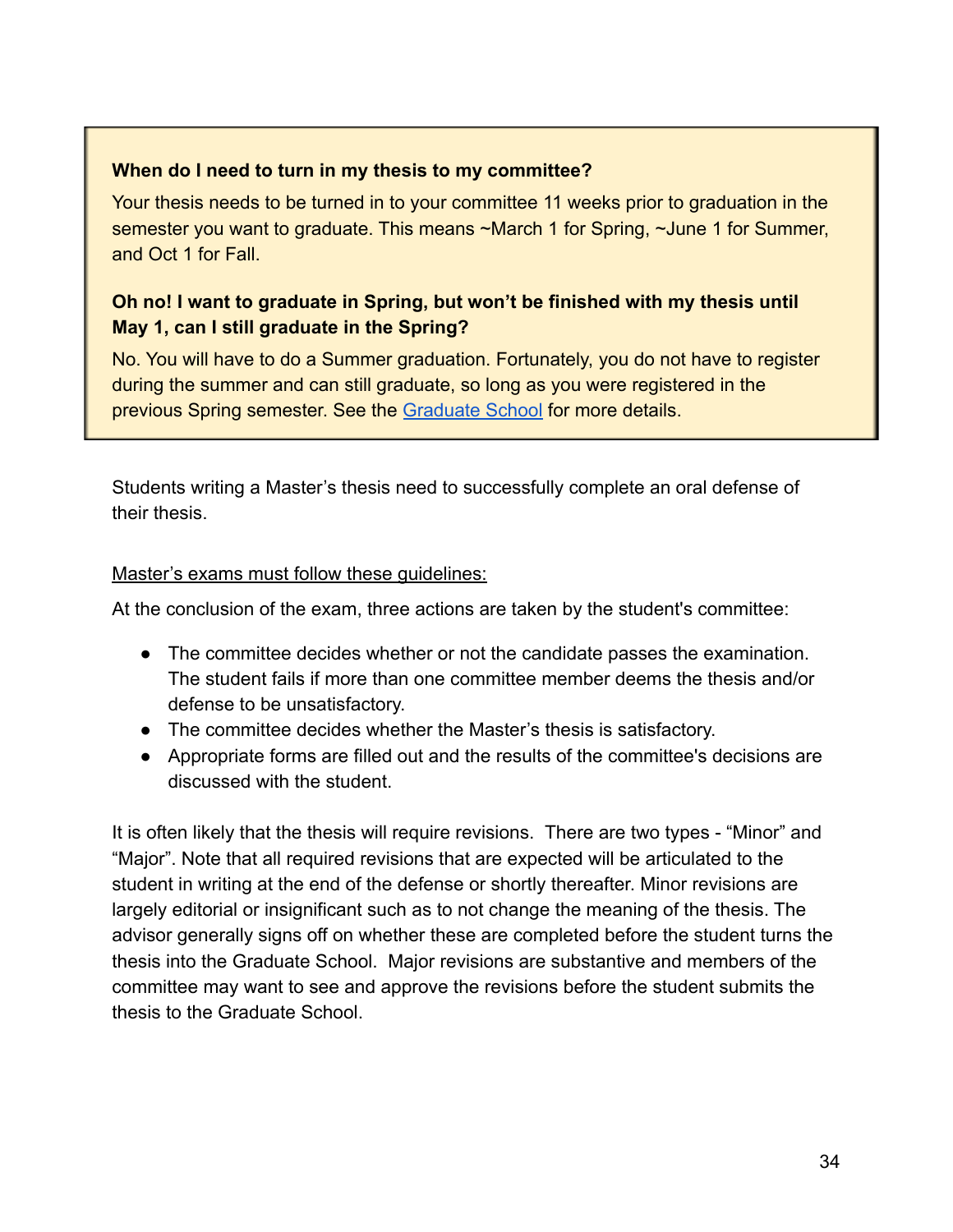**When do I need to turn in my thesis to my committee?**

Your thesis needs to be turned in to your committee 11 weeks prior to graduation in the semester you want to graduate. This means ~March 1 for Spring, ~June 1 for Summer, and Oct 1 for Fall.

**Oh no! I want to graduate in Spring, but won't be finished with my thesis until May 1, can I still graduate in the Spring?**

No. You will have to do a Summer graduation. Fortunately, you do not have to register during the summer and can still graduate, so long as you were registered in the previous Spring semester. See the Graduate School for more details.

Students writing a Master's thesis need to successfully complete an oral defense of their thesis.

Master's exams must follow these guidelines:

At the conclusion of the exam, three actions are taken by the student's committee:

- The committee decides whether or not the candidate passes the examination. The student fails if more than one committee member deems the thesis and/or defense to be unsatisfactory.
- The committee decides whether the Master's thesis is satisfactory.
- Appropriate forms are filled out and the results of the committee's decisions are discussed with the student.

It is often likely that the thesis will require revisions. There are two types - "Minor" and "Major". Note that all required revisions that are expected will be articulated to the student in writing at the end of the defense or shortly thereafter. Minor revisions are largely editorial or insignificant such as to not change the meaning of the thesis. The advisor generally signs off on whether these are completed before the student turns the thesis into the Graduate School. Major revisions are substantive and members of the committee may want to see and approve the revisions before the student submits the thesis to the Graduate School.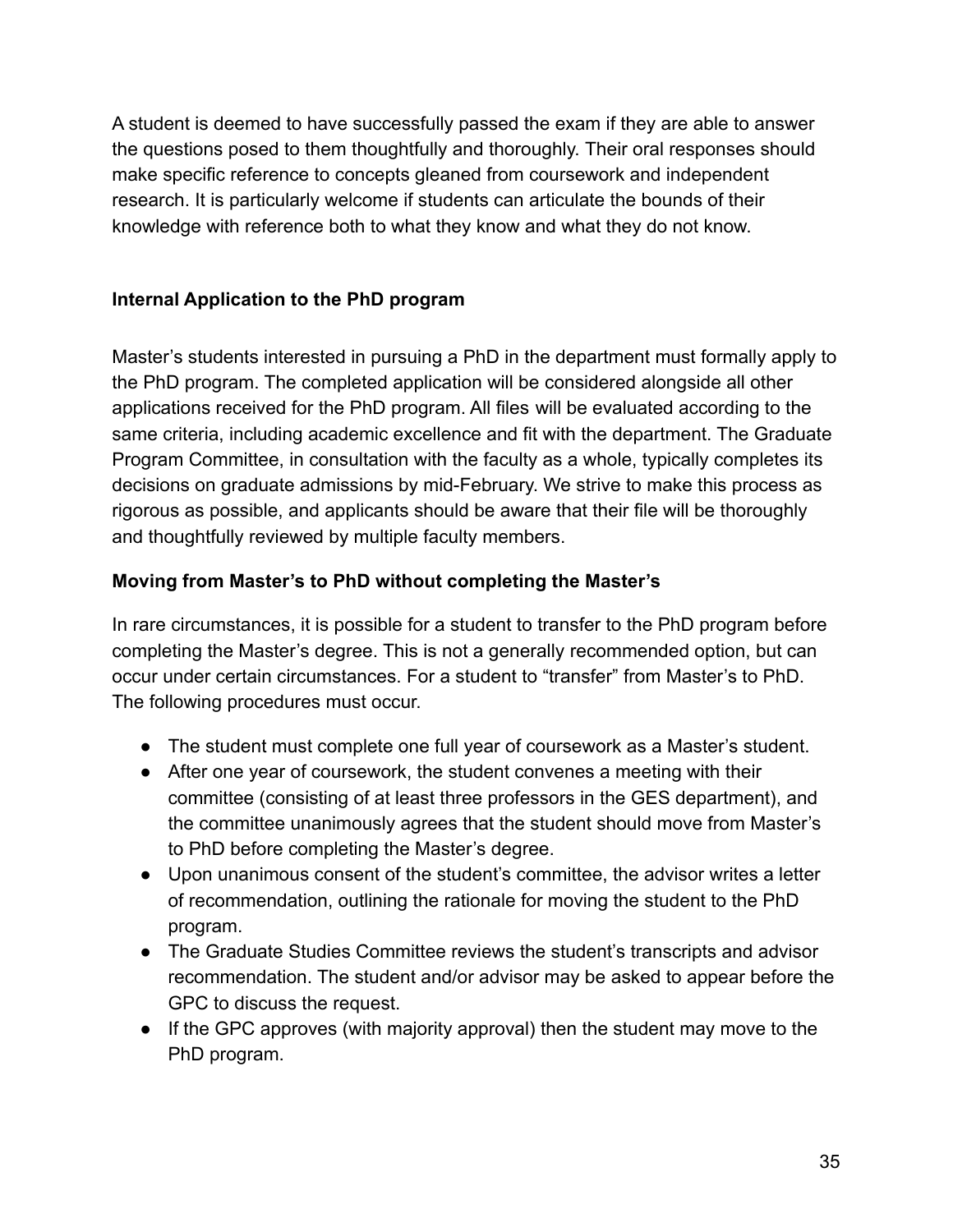A student is deemed to have successfully passed the exam if they are able to answer the questions posed to them thoughtfully and thoroughly. Their oral responses should make specific reference to concepts gleaned from coursework and independent research. It is particularly welcome if students can articulate the bounds of their knowledge with reference both to what they know and what they do not know.

**Internal Application to the PhD program**

Master's students interested in pursuing a PhD in the department must formally apply to the PhD program. The completed application will be considered alongside all other applications received for the PhD program. All files will be evaluated according to the same criteria, including academic excellence and fit with the department. The Graduate Program Committee, in consultation with the faculty as a whole, typically completes its decisions on graduate admissions by mid-February. We strive to make this process as rigorous as possible, and applicants should be aware that their file will be thoroughly and thoughtfully reviewed by multiple faculty members.

**Moving from Master's to PhD without completing the Master's**

In rare circumstances, it is possible for a student to transfer to the PhD program before completing the Master's degree. This is not a generally recommended option, but can occur under certain circumstances. For a student to "transfer" from Master's to PhD. The following procedures must occur.

- The student must complete one full year of coursework as a Master's student.
- After one year of coursework, the student convenes a meeting with their committee (consisting of at least three professors in the GES department), and the committee unanimously agrees that the student should move from Master's to PhD before completing the Master's degree.
- Upon unanimous consent of the student's committee, the advisor writes a letter of recommendation, outlining the rationale for moving the student to the PhD program.
- The Graduate Studies Committee reviews the student's transcripts and advisor recommendation. The student and/or advisor may be asked to appear before the GPC to discuss the request.
- If the GPC approves (with majority approval) then the student may move to the PhD program.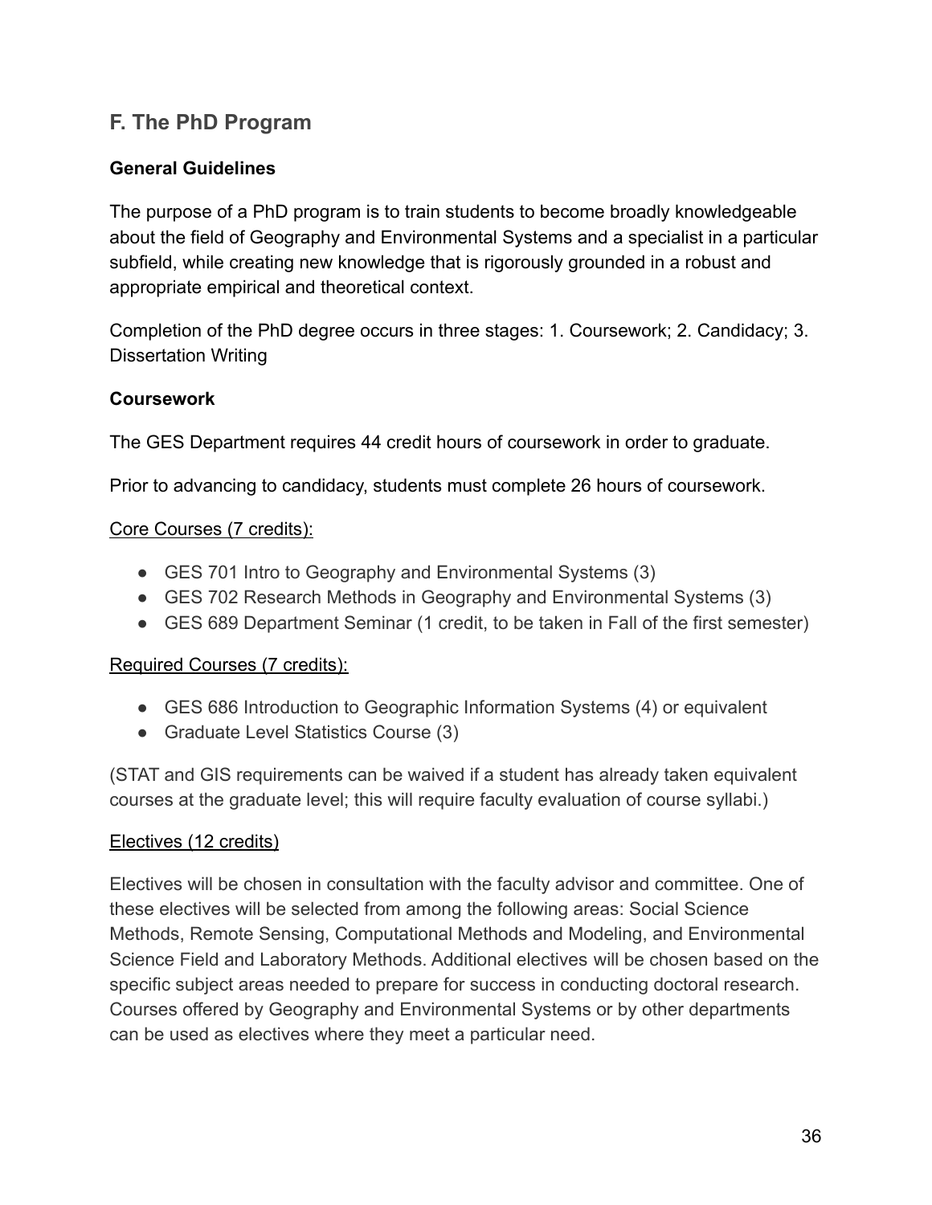## F. The PhD Program

### General Guidelines

The purpose of a PhD program is to train students to become broadly knowledgeable about the field of Geography and Environmental Systems and a specialist in a particular subfield, while creating new knowledge that is rigorously grounded in a robust and appropriate empirical and theoretical context.

Completion of the PhD degree occurs in three stages: 1. Coursework; 2. Candidacy; 3. Dissertation Writing

### Coursework

The GES Department requires 44 credit hours of coursework in order to graduate.

Prior to advancing to candidacy, students must complete 26 hours of coursework.

<u>Core Courses (7 credits):</u>

- GES 701 Intro to Geography and Environmental Systems (3)
- GES 702 Research Methods in Geography and Environmental Systems (3)
- GES 689 Department Seminar (1 credit, to be taken in Fall of the first semester)

<u>Required Courses (7 credits):</u>

- GES 686 Introduction to Geographic Information Systems (4) or equivalent
- Graduate Level Statistics Course (3)

(STAT and GIS requirements can be waived if a student has already taken equivalent courses at the graduate level; this will require faculty evaluation of course syllabi.)

<u>Electives (12 credits)</u>

Electives will be chosen in consultation with the faculty advisor and committee. One of these electives will be selected from among the following areas: Social Science Methods, Remote Sensing, Computational Methods and Modeling, and Environmental Science Field and Laboratory Methods. Additional electives will be chosen based on the specific subject areas needed to prepare for success in conducting doctoral research. Courses offered by Geography and Environmental Systems or by other departments can be used as electives where they meet a particular need.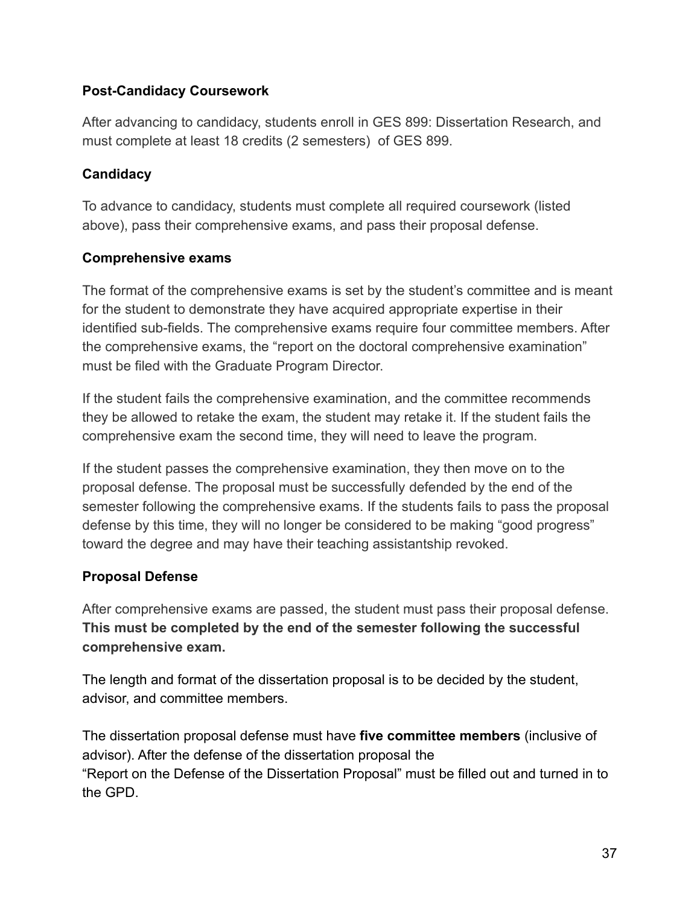### Post-Candidacy Coursework

After advancing to candidacy, students enroll in GES 899: Dissertation Research, and must complete at least 18 credits (2 semesters) of GES 899.

### Candidacy

To advance to candidacy, students must complete all required coursework (listed above), pass their comprehensive exams, and pass their proposal defense.

### Comprehensive exams

The format of the comprehensive exams is set by the student's committee and is meant for the student to demonstrate they have acquired appropriate expertise in their identified sub-fields. The comprehensive exams require four committee members. After the comprehensive exams, the "report on the doctoral comprehensive examination" must be filed with the Graduate Program Director.

If the student fails the comprehensive examination, and the committee recommends they be allowed to retake the exam, the student may retake it. If the student fails the comprehensive exam the second time, they will need to leave the program.

If the student passes the comprehensive examination, they then move on to the proposal defense. The proposal must be successfully defended by the end of the semester following the comprehensive exams. If the students fails to pass the proposal defense by this time, they will no longer be considered to be making "good progress" toward the degree and may have their teaching assistantship revoked.

### Proposal Defense

After comprehensive exams are passed, the student must pass their proposal defense. **This must be completed by the end of the semester following the successful comprehensive exam.**

The length and format of the dissertation proposal is to be decided by the student, advisor, and committee members.

The dissertation proposal defense must have **five committee members** (inclusive of advisor). After the defense of the dissertation proposal the "Report on the Defense of the Dissertation Proposal" must be filled out and turned in to the GPD.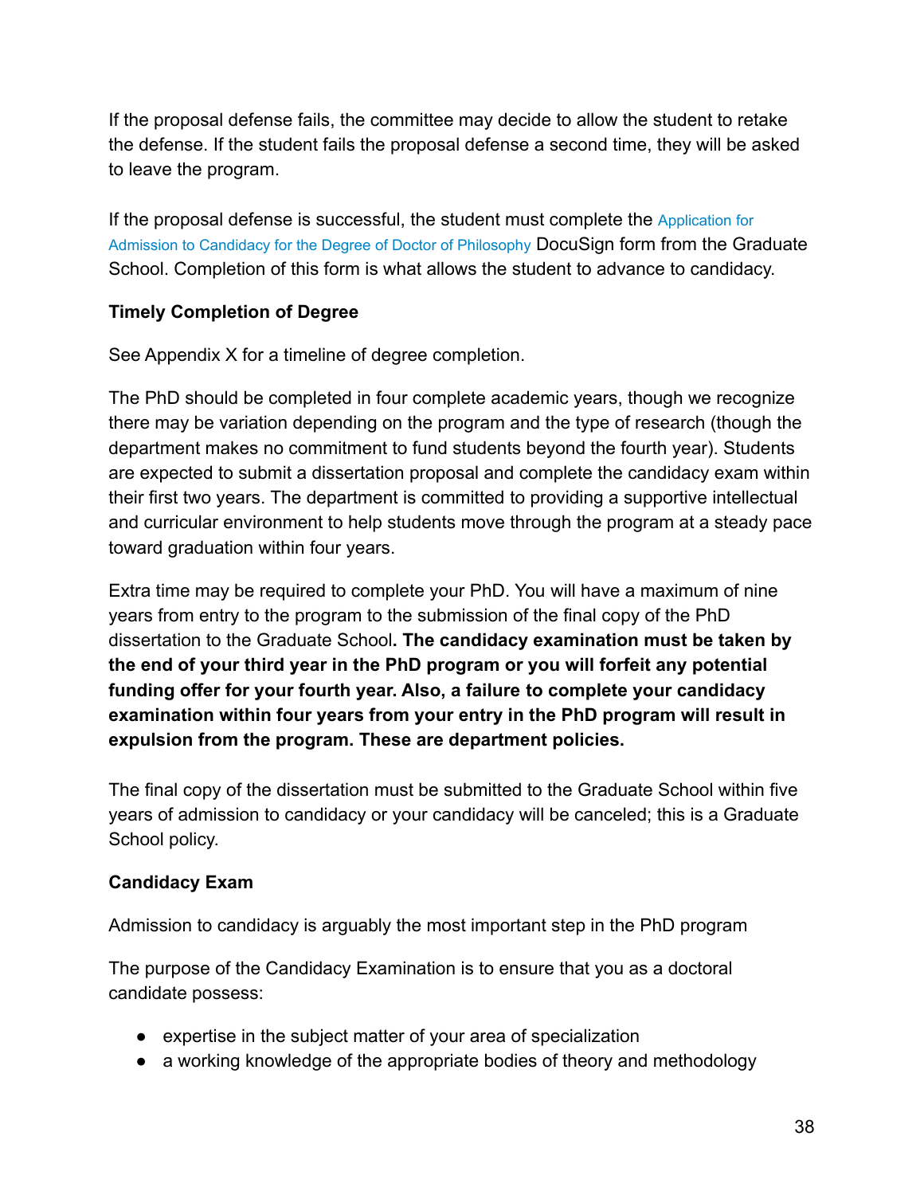If the proposal defense fails, the committee may decide to allow the student to retake the defense. If the student fails the proposal defense a second time, they will be asked to leave the program.

If the proposal defense is successful, the student must complete the Application for Admission to Candidacy for the Degree of Doctor of Philosophy DocuSign form from the Graduate School. Completion of this form is what allows the student to advance to candidacy.

**Timely Completion of Degree**

See Appendix X for a timeline of degree completion.

The PhD should be completed in four complete academic years, though we recognize there may be variation depending on the program and the type of research (though the department makes no commitment to fund students beyond the fourth year). Students are expected to submit a dissertation proposal and complete the candidacy exam within their first two years. The department is committed to providing a supportive intellectual and curricular environment to help students move through the program at a steady pace toward graduation within four years.

Extra time may be required to complete your PhD. You will have a maximum of nine years from entry to the program to the submission of the final copy of the PhD dissertation to the Graduate School**. The candidacy examination must be taken by the end of your third year in the PhD program or you will forfeit any potential funding offer for your fourth year. Also, a failure to complete your candidacy examination within four years from your entry in the PhD program will result in expulsion from the program. These are department policies.**

The final copy of the dissertation must be submitted to the Graduate School within five years of admission to candidacy or your candidacy will be canceled; this is a Graduate School policy.

**Candidacy Exam**

Admission to candidacy is arguably the most important step in the PhD program

The purpose of the Candidacy Examination is to ensure that you as a doctoral candidate possess:

- expertise in the subject matter of your area of specialization
- a working knowledge of the appropriate bodies of theory and methodology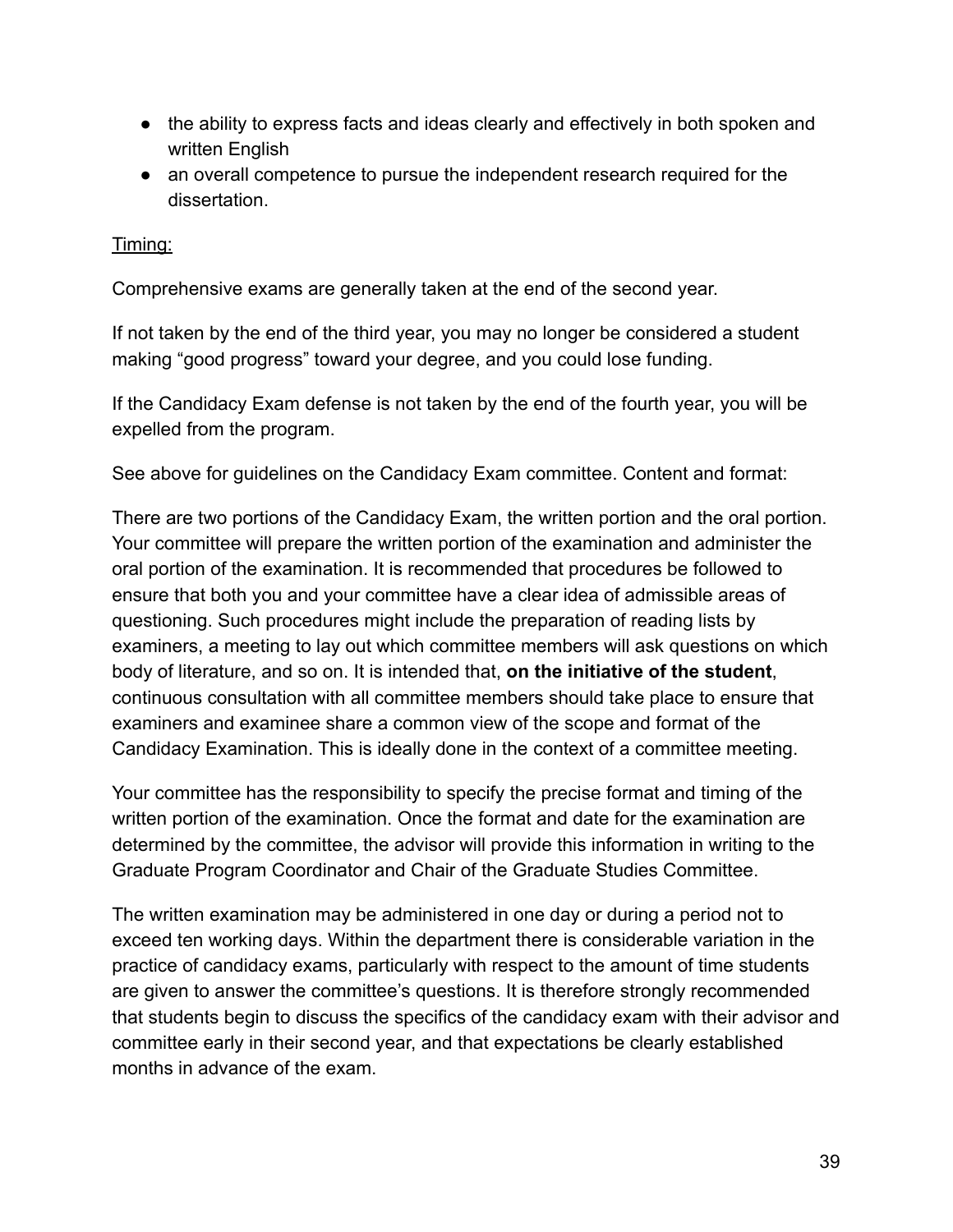- the ability to express facts and ideas clearly and effectively in both spoken and written English
- an overall competence to pursue the independent research required for the dissertation.

<u>Timing:</u>

Comprehensive exams are generally taken at the end of the second year.

If not taken by the end of the third year, you may no longer be considered a student making "good progress" toward your degree, and you could lose funding.

If the Candidacy Exam defense is not taken by the end of the fourth year, you will be expelled from the program.

See above for guidelines on the Candidacy Exam committee. Content and format:

There are two portions of the Candidacy Exam, the written portion and the oral portion. Your committee will prepare the written portion of the examination and administer the oral portion of the examination. It is recommended that procedures be followed to ensure that both you and your committee have a clear idea of admissible areas of questioning. Such procedures might include the preparation of reading lists by examiners, a meeting to lay out which committee members will ask questions on which body of literature, and so on. It is intended that, **on the initiative of the student**, continuous consultation with all committee members should take place to ensure that examiners and examinee share a common view of the scope and format of the Candidacy Examination. This is ideally done in the context of a committee meeting.

Your committee has the responsibility to specify the precise format and timing of the written portion of the examination. Once the format and date for the examination are determined by the committee, the advisor will provide this information in writing to the Graduate Program Coordinator and Chair of the Graduate Studies Committee.

The written examination may be administered in one day or during a period not to exceed ten working days. Within the department there is considerable variation in the practice of candidacy exams, particularly with respect to the amount of time students are given to answer the committee's questions. It is therefore strongly recommended that students begin to discuss the specifics of the candidacy exam with their advisor and committee early in their second year, and that expectations be clearly established months in advance of the exam.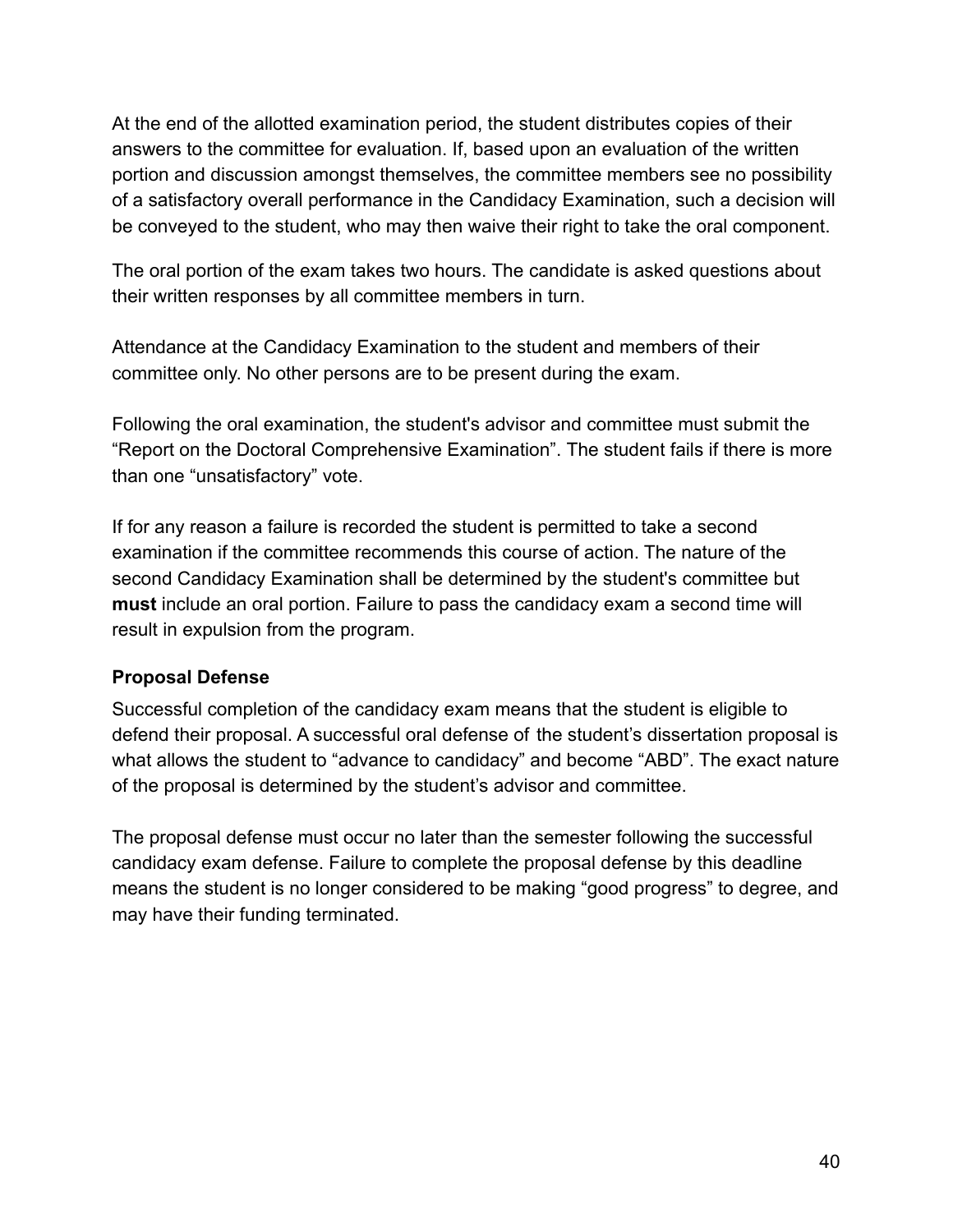At the end of the allotted examination period, the student distributes copies of their answers to the committee for evaluation. If, based upon an evaluation of the written portion and discussion amongst themselves, the committee members see no possibility of a satisfactory overall performance in the Candidacy Examination, such a decision will be conveyed to the student, who may then waive their right to take the oral component.

The oral portion of the exam takes two hours. The candidate is asked questions about their written responses by all committee members in turn.

Attendance at the Candidacy Examination to the student and members of their committee only. No other persons are to be present during the exam.

Following the oral examination, the student's advisor and committee must submit the “Report on the Doctoral Comprehensive Examination”. The student fails if there is more than one “unsatisfactory” vote.

If for any reason a failure is recorded the student is permitted to take a second examination if the committee recommends this course of action. The nature of the second Candidacy Examination shall be determined by the student's committee but **must** include an oral portion. Failure to pass the candidacy exam a second time will result in expulsion from the program.

**Proposal Defense**

Successful completion of the candidacy exam means that the student is eligible to defend their proposal. A successful oral defense of the student’s dissertation proposal is what allows the student to “advance to candidacy” and become “ABD”. The exact nature of the proposal is determined by the student’s advisor and committee.

The proposal defense must occur no later than the semester following the successful candidacy exam defense. Failure to complete the proposal defense by this deadline means the student is no longer considered to be making “good progress” to degree, and may have their funding terminated.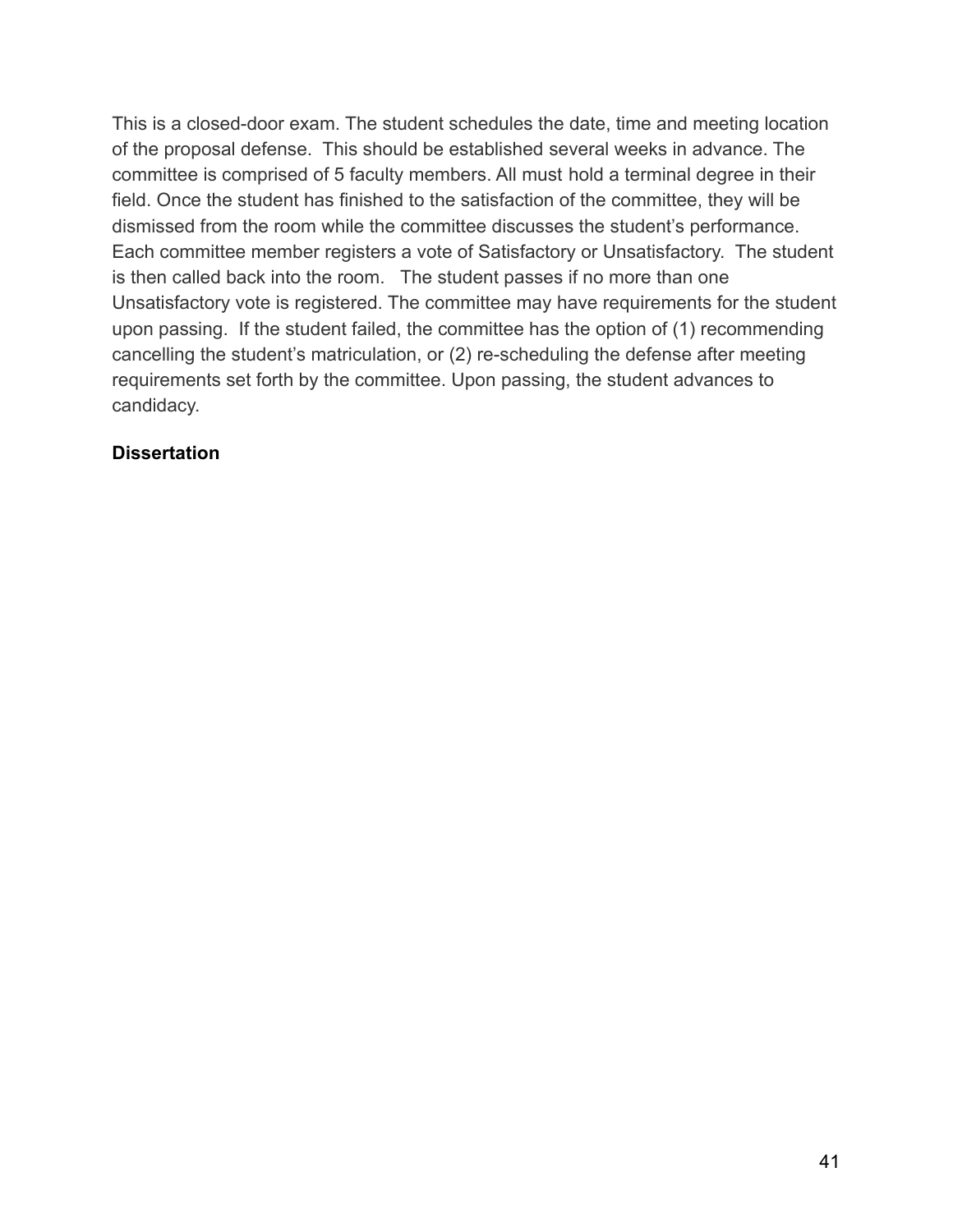This is a closed-door exam. The student schedules the date, time and meeting location of the proposal defense. This should be established several weeks in advance. The committee is comprised of 5 faculty members. All must hold a terminal degree in their field. Once the student has finished to the satisfaction of the committee, they will be dismissed from the room while the committee discusses the student's performance. Each committee member registers a vote of Satisfactory or Unsatisfactory. The student is then called back into the room. The student passes if no more than one Unsatisfactory vote is registered. The committee may have requirements for the student upon passing. If the student failed, the committee has the option of (1) recommending cancelling the student's matriculation, or (2) re-scheduling the defense after meeting requirements set forth by the committee. Upon passing, the student advances to candidacy.

**Dissertation**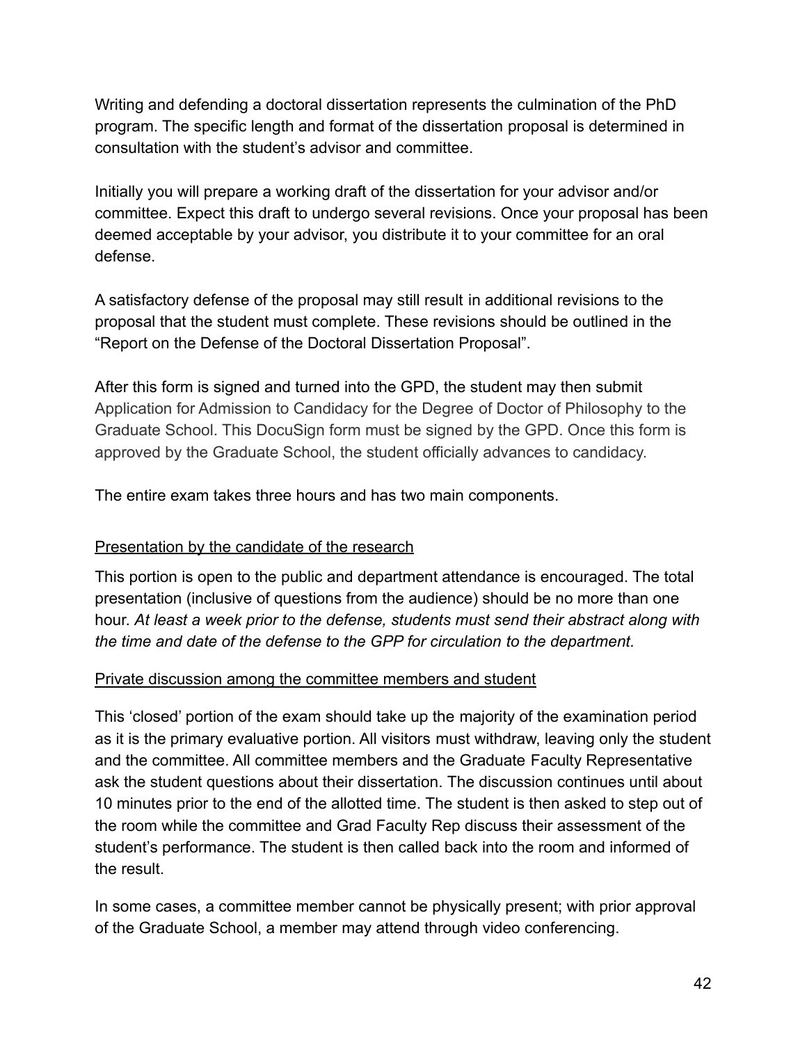Writing and defending a doctoral dissertation represents the culmination of the PhD program. The specific length and format of the dissertation proposal is determined in consultation with the student's advisor and committee.

Initially you will prepare a working draft of the dissertation for your advisor and/or committee. Expect this draft to undergo several revisions. Once your proposal has been deemed acceptable by your advisor, you distribute it to your committee for an oral defense.

A satisfactory defense of the proposal may still result in additional revisions to the proposal that the student must complete. These revisions should be outlined in the "Report on the Defense of the Doctoral Dissertation Proposal".

After this form is signed and turned into the GPD, the student may then submit Application for Admission to Candidacy for the Degree of Doctor of Philosophy to the Graduate School. This DocuSign form must be signed by the GPD. Once this form is approved by the Graduate School, the student officially advances to candidacy.

The entire exam takes three hours and has two main components.

<u>Presentation by the candidate of the research</u>

This portion is open to the public and department attendance is encouraged. The total presentation (inclusive of questions from the audience) should be no more than one hour. *At least a week prior to the defense, students must send their abstract along with the time and date of the defense to the GPP for circulation to the department.*

<u>Private discussion among the committee members and student</u>

This 'closed' portion of the exam should take up the majority of the examination period as it is the primary evaluative portion. All visitors must withdraw, leaving only the student and the committee. All committee members and the Graduate Faculty Representative ask the student questions about their dissertation. The discussion continues until about 10 minutes prior to the end of the allotted time. The student is then asked to step out of the room while the committee and Grad Faculty Rep discuss their assessment of the student's performance. The student is then called back into the room and informed of the result.

In some cases, a committee member cannot be physically present; with prior approval of the Graduate School, a member may attend through video conferencing.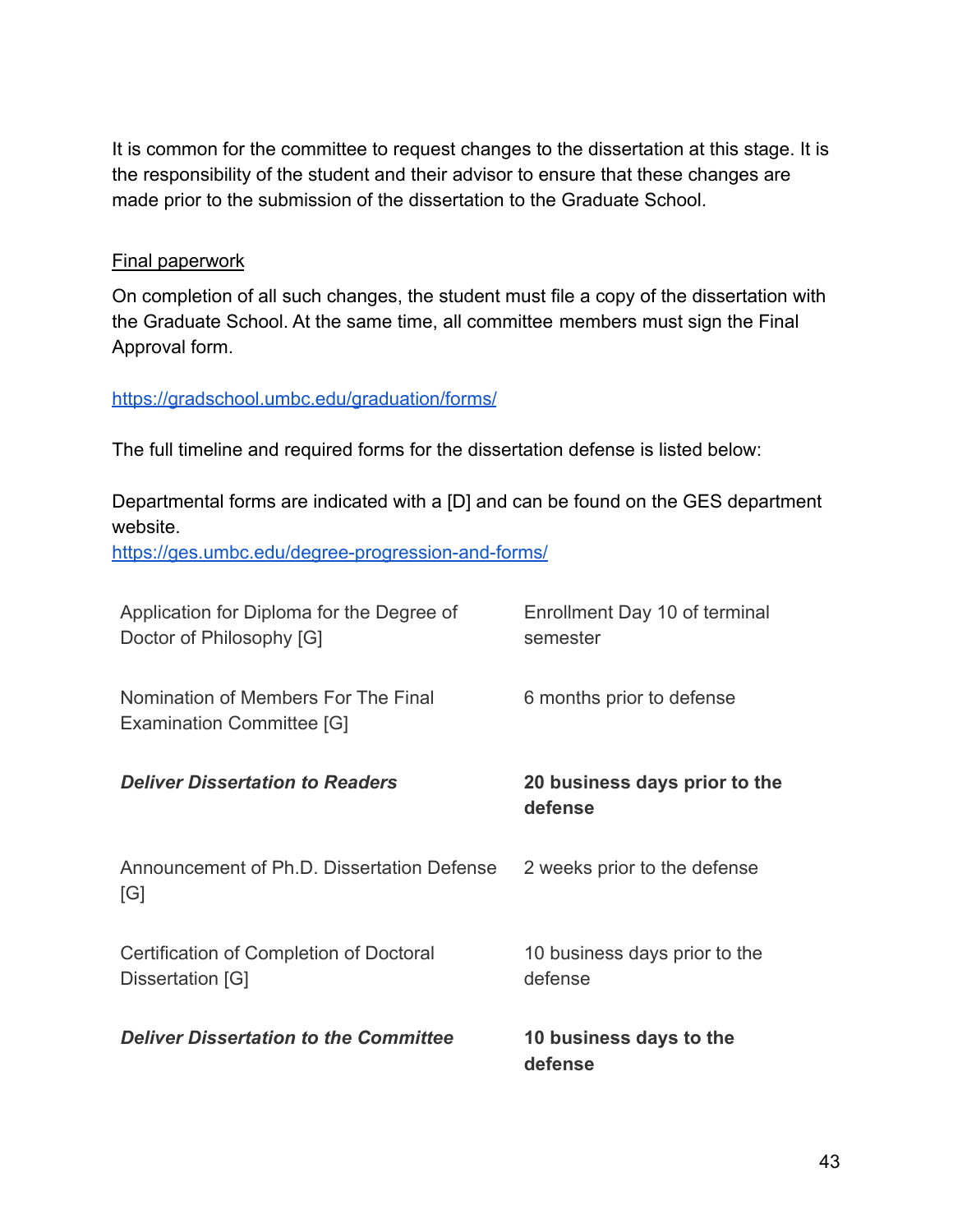It is common for the committee to request changes to the dissertation at this stage. It is the responsibility of the student and their advisor to ensure that these changes are made prior to the submission of the dissertation to the Graduate School.

<u>Final paperwork</u>

On completion of all such changes, the student must file a copy of the dissertation with the Graduate School. At the same time, all committee members must sign the Final Approval form.

https://gradschool.umbc.edu/graduation/forms/

The full timeline and required forms for the dissertation defense is listed below:

Departmental forms are indicated with a [D] and can be found on the GES department website.
https://ges.umbc.edu/degree-progression-and-forms/

| | |
|---|---|
| Application for Diploma for the Degree of Doctor of Philosophy [G] | Enrollment Day 10 of terminal semester |
| Nomination of Members For The Final Examination Committee [G] | 6 months prior to defense |
| ***Deliver Dissertation to Readers*** | **20 business days prior to the defense** |
| Announcement of Ph.D. Dissertation Defense [G] | 2 weeks prior to the defense |
| Certification of Completion of Doctoral Dissertation [G] | 10 business days prior to the defense |
| ***Deliver Dissertation to the Committee*** | **10 business days to the defense** |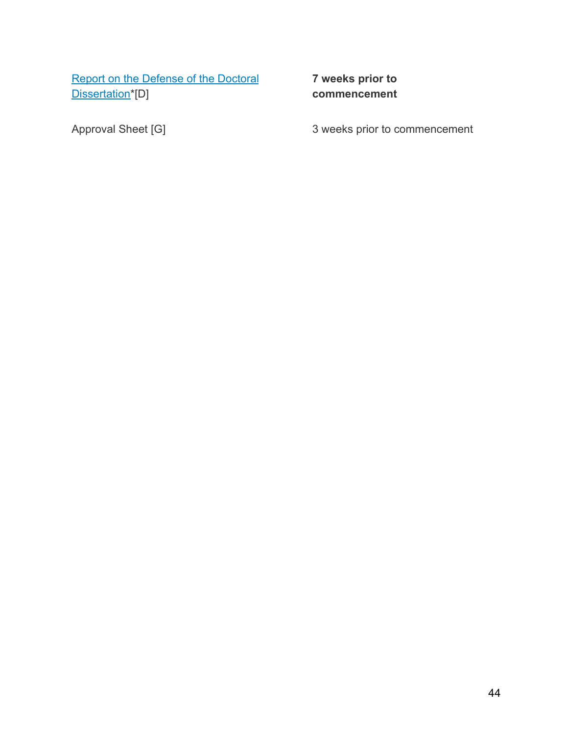| | |
|---|---|
| Report on the Defense of the Doctoral Dissertation*[D] | **7 weeks prior to commencement** |
| Approval Sheet [G] | 3 weeks prior to commencement |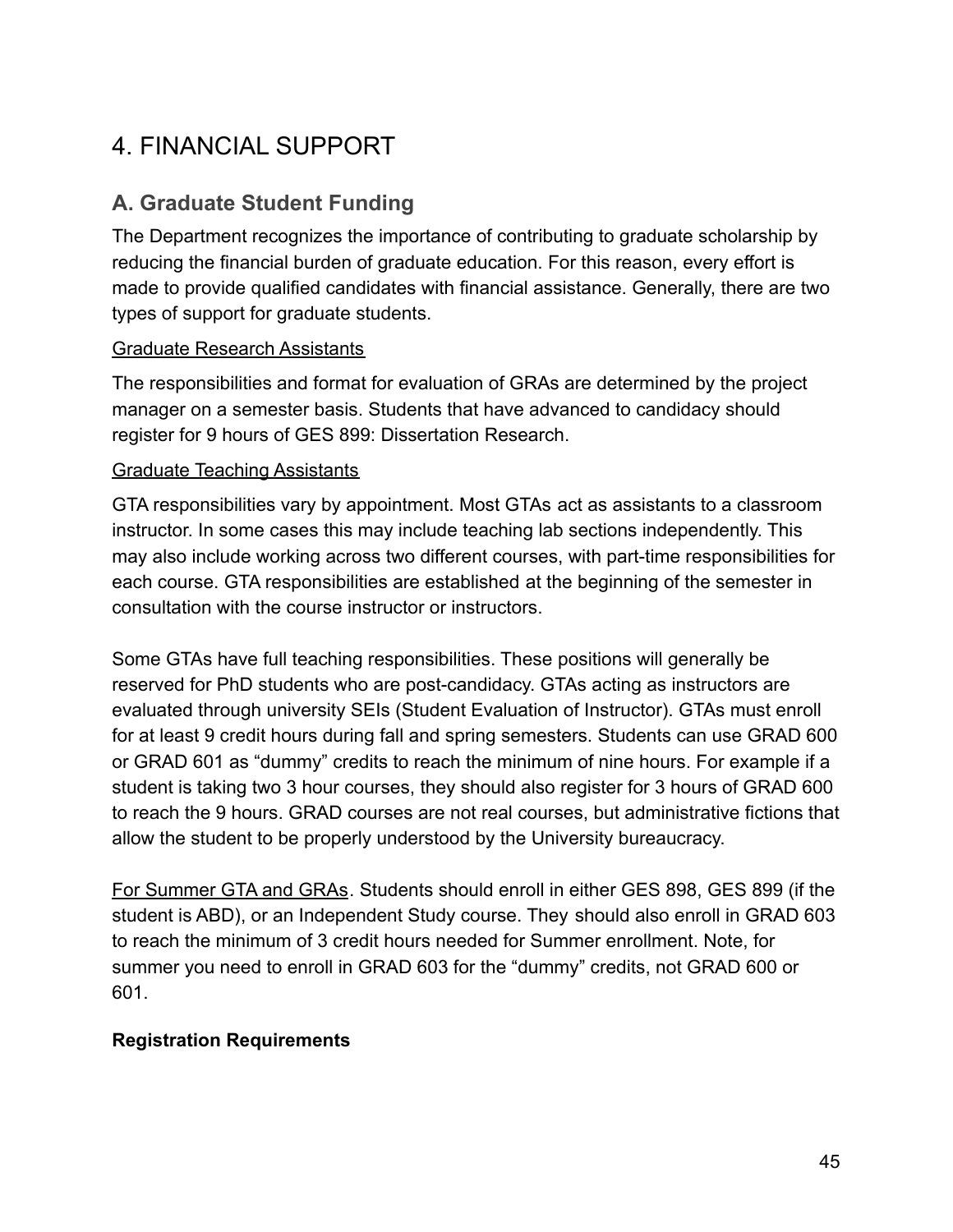# 4. FINANCIAL SUPPORT

## A. Graduate Student Funding

The Department recognizes the importance of contributing to graduate scholarship by reducing the financial burden of graduate education. For this reason, every effort is made to provide qualified candidates with financial assistance. Generally, there are two types of support for graduate students.

<u>Graduate Research Assistants</u>

The responsibilities and format for evaluation of GRAs are determined by the project manager on a semester basis. Students that have advanced to candidacy should register for 9 hours of GES 899: Dissertation Research.

<u>Graduate Teaching Assistants</u>

GTA responsibilities vary by appointment. Most GTAs act as assistants to a classroom instructor. In some cases this may include teaching lab sections independently. This may also include working across two different courses, with part-time responsibilities for each course. GTA responsibilities are established at the beginning of the semester in consultation with the course instructor or instructors.

Some GTAs have full teaching responsibilities. These positions will generally be reserved for PhD students who are post-candidacy. GTAs acting as instructors are evaluated through university SEIs (Student Evaluation of Instructor). GTAs must enroll for at least 9 credit hours during fall and spring semesters. Students can use GRAD 600 or GRAD 601 as "dummy" credits to reach the minimum of nine hours. For example if a student is taking two 3 hour courses, they should also register for 3 hours of GRAD 600 to reach the 9 hours. GRAD courses are not real courses, but administrative fictions that allow the student to be properly understood by the University bureaucracy.

<u>For Summer GTA and GRAs</u>. Students should enroll in either GES 898, GES 899 (if the student is ABD), or an Independent Study course. They should also enroll in GRAD 603 to reach the minimum of 3 credit hours needed for Summer enrollment. Note, for summer you need to enroll in GRAD 603 for the "dummy" credits, not GRAD 600 or 601.

**Registration Requirements**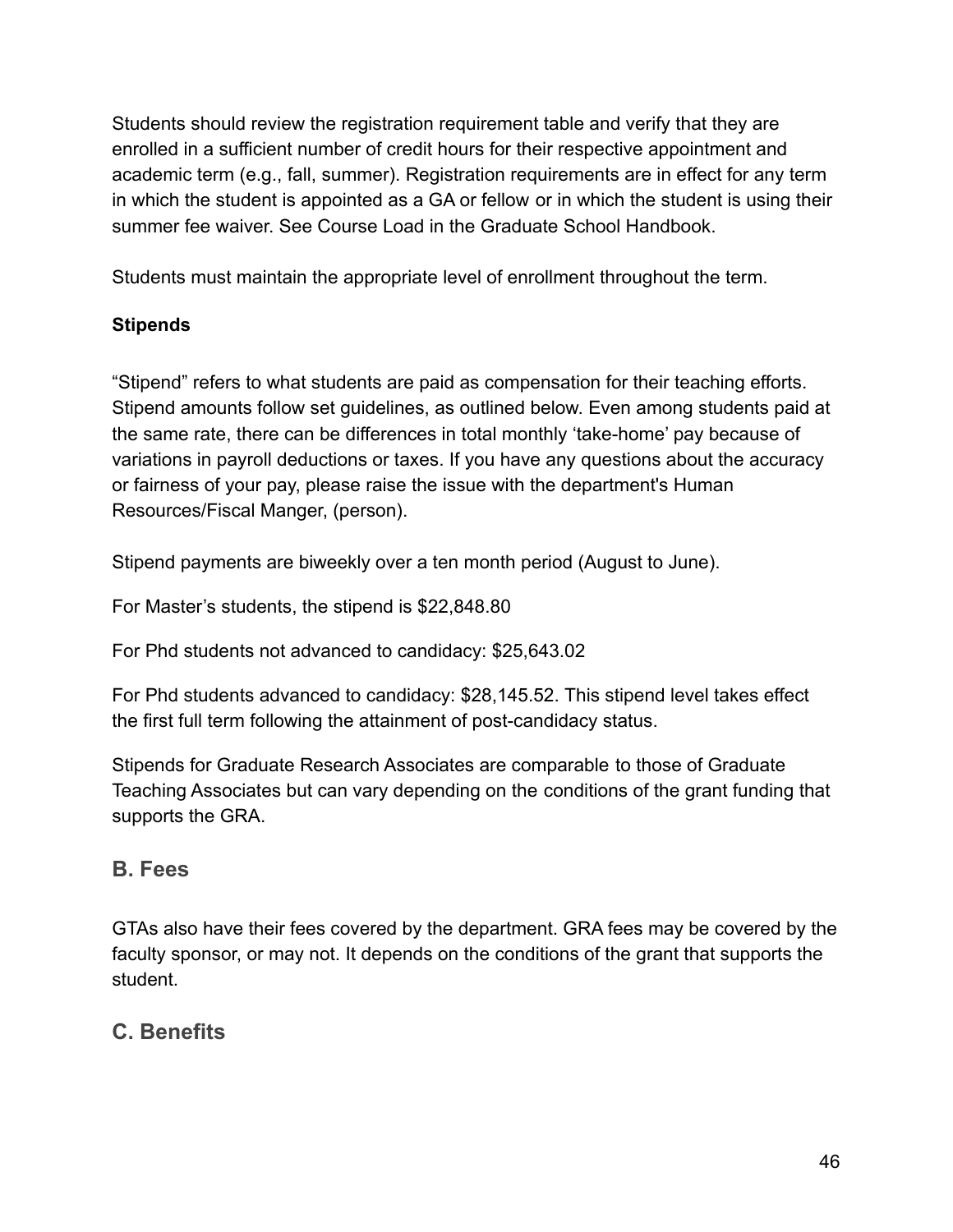Students should review the registration requirement table and verify that they are enrolled in a sufficient number of credit hours for their respective appointment and academic term (e.g., fall, summer). Registration requirements are in effect for any term in which the student is appointed as a GA or fellow or in which the student is using their summer fee waiver. See Course Load in the Graduate School Handbook.

Students must maintain the appropriate level of enrollment throughout the term.

**Stipends**

"Stipend" refers to what students are paid as compensation for their teaching efforts. Stipend amounts follow set guidelines, as outlined below. Even among students paid at the same rate, there can be differences in total monthly 'take-home' pay because of variations in payroll deductions or taxes. If you have any questions about the accuracy or fairness of your pay, please raise the issue with the department's Human Resources/Fiscal Manger, (person).

Stipend payments are biweekly over a ten month period (August to June).

For Master's students, the stipend is $22,848.80

For Phd students not advanced to candidacy: $25,643.02

For Phd students advanced to candidacy: $28,145.52. This stipend level takes effect the first full term following the attainment of post-candidacy status.

Stipends for Graduate Research Associates are comparable to those of Graduate Teaching Associates but can vary depending on the conditions of the grant funding that supports the GRA.

## B. Fees

GTAs also have their fees covered by the department. GRA fees may be covered by the faculty sponsor, or may not. It depends on the conditions of the grant that supports the student.

## C. Benefits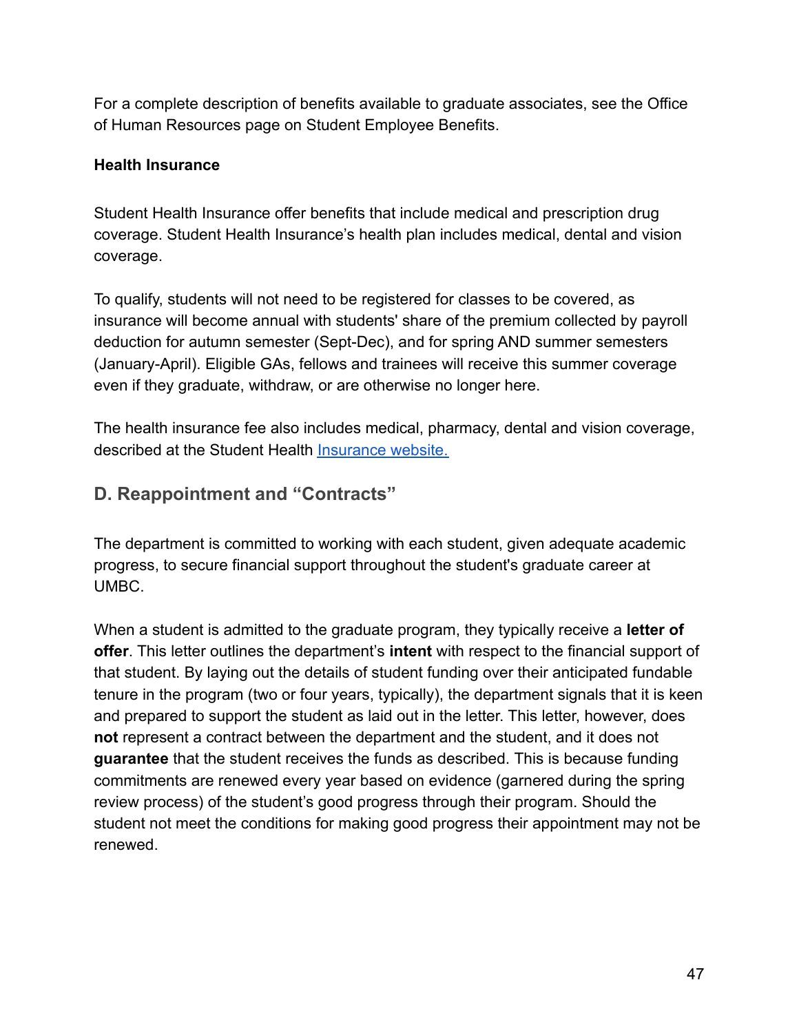For a complete description of benefits available to graduate associates, see the Office of Human Resources page on Student Employee Benefits.

**Health Insurance**

Student Health Insurance offer benefits that include medical and prescription drug coverage. Student Health Insurance's health plan includes medical, dental and vision coverage.

To qualify, students will not need to be registered for classes to be covered, as insurance will become annual with students' share of the premium collected by payroll deduction for autumn semester (Sept-Dec), and for spring AND summer semesters (January-April). Eligible GAs, fellows and trainees will receive this summer coverage even if they graduate, withdraw, or are otherwise no longer here.

The health insurance fee also includes medical, pharmacy, dental and vision coverage, described at the Student Health Insurance website.

## D. Reappointment and "Contracts"

The department is committed to working with each student, given adequate academic progress, to secure financial support throughout the student's graduate career at UMBC.

When a student is admitted to the graduate program, they typically receive a **letter of offer**. This letter outlines the department's **intent** with respect to the financial support of that student. By laying out the details of student funding over their anticipated fundable tenure in the program (two or four years, typically), the department signals that it is keen and prepared to support the student as laid out in the letter. This letter, however, does **not** represent a contract between the department and the student, and it does not **guarantee** that the student receives the funds as described. This is because funding commitments are renewed every year based on evidence (garnered during the spring review process) of the student's good progress through their program. Should the student not meet the conditions for making good progress their appointment may not be renewed.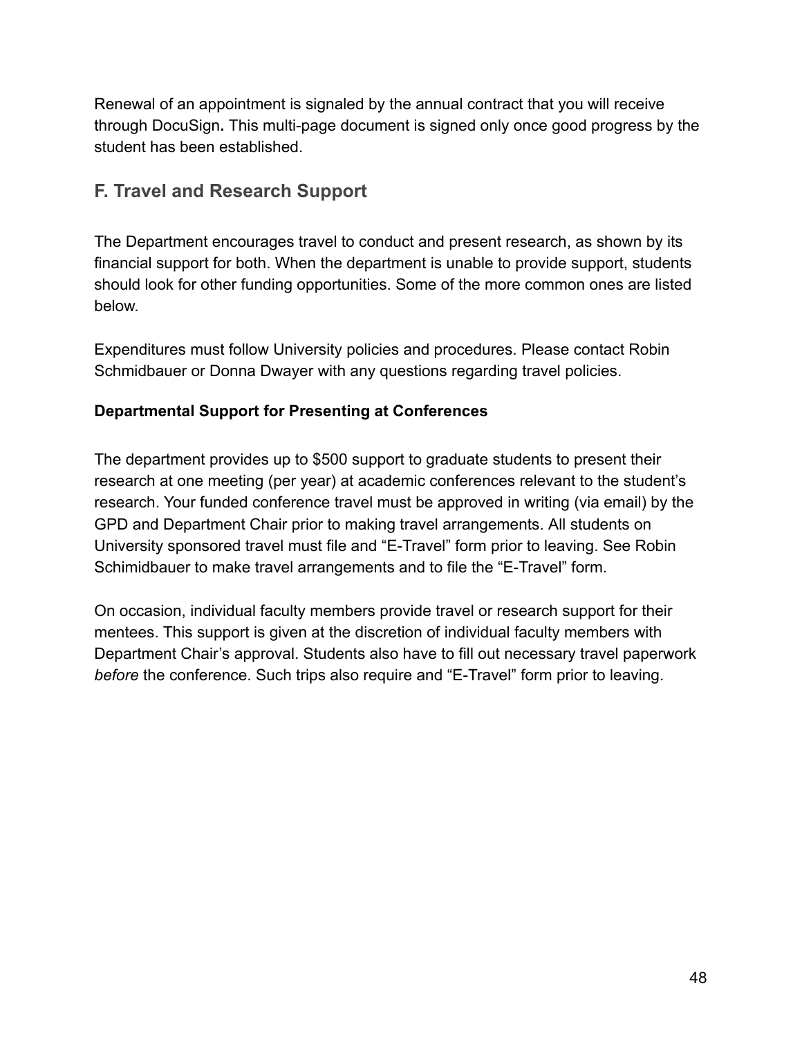Renewal of an appointment is signaled by the annual contract that you will receive through DocuSign**.** This multi-page document is signed only once good progress by the student has been established.

## F. Travel and Research Support

The Department encourages travel to conduct and present research, as shown by its financial support for both. When the department is unable to provide support, students should look for other funding opportunities. Some of the more common ones are listed below.

Expenditures must follow University policies and procedures. Please contact Robin Schmidbauer or Donna Dwayer with any questions regarding travel policies.

**Departmental Support for Presenting at Conferences**

The department provides up to $500 support to graduate students to present their research at one meeting (per year) at academic conferences relevant to the student's research. Your funded conference travel must be approved in writing (via email) by the GPD and Department Chair prior to making travel arrangements. All students on University sponsored travel must file and "E-Travel" form prior to leaving. See Robin Schimidbauer to make travel arrangements and to file the "E-Travel" form.

On occasion, individual faculty members provide travel or research support for their mentees. This support is given at the discretion of individual faculty members with Department Chair's approval. Students also have to fill out necessary travel paperwork *before* the conference. Such trips also require and "E-Travel" form prior to leaving.